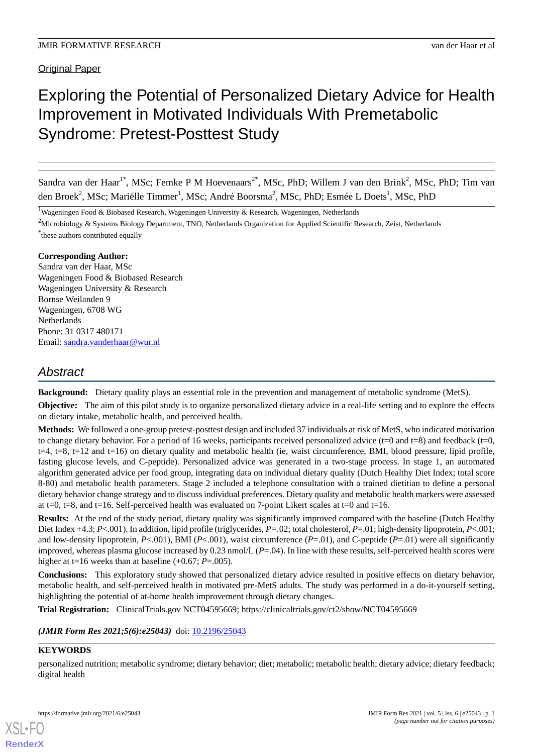Original Paper

# Exploring the Potential of Personalized Dietary Advice for Health Improvement in Motivated Individuals With Premetabolic Syndrome: Pretest-Posttest Study

Sandra van der Haar[1*], MSc; Femke P M Hoevenaars[2*], MSc, PhD; Willem J van den Brink[2], MSc, PhD; Tim van den Broek[2], MSc; Mariëlle Timmer[1], MSc; André Boorsma[2], MSc, PhD; Esmée L Doets[1], MSc, PhD

[1]Wageningen Food & Biobased Research, Wageningen University & Research, Wageningen, Netherlands

[2]Microbiology & Systems Biology Department, TNO, Netherlands Organization for Applied Scientific Research, Zeist, Netherlands

[*]these authors contributed equally

**Corresponding Author:**
Sandra van der Haar, MSc
Wageningen Food & Biobased Research
Wageningen University & Research
Bornse Weilanden 9
Wageningen, 6708 WG
Netherlands
Phone: 31 0317 480171
Email: sandra.vanderhaar@wur.nl

## Abstract

**Background:** Dietary quality plays an essential role in the prevention and management of metabolic syndrome (MetS).

**Objective:** The aim of this pilot study is to organize personalized dietary advice in a real-life setting and to explore the effects on dietary intake, metabolic health, and perceived health.

**Methods:** We followed a one-group pretest-posttest design and included 37 individuals at risk of MetS, who indicated motivation to change dietary behavior. For a period of 16 weeks, participants received personalized advice (t=0 and t=8) and feedback (t=0, t=4, t=8, t=12 and t=16) on dietary quality and metabolic health (ie, waist circumference, BMI, blood pressure, lipid profile, fasting glucose levels, and C-peptide). Personalized advice was generated in a two-stage process. In stage 1, an automated algorithm generated advice per food group, integrating data on individual dietary quality (Dutch Healthy Diet Index; total score 8-80) and metabolic health parameters. Stage 2 included a telephone consultation with a trained dietitian to define a personal dietary behavior change strategy and to discuss individual preferences. Dietary quality and metabolic health markers were assessed at t=0, t=8, and t=16. Self-perceived health was evaluated on 7-point Likert scales at t=0 and t=16.

**Results:** At the end of the study period, dietary quality was significantly improved compared with the baseline (Dutch Healthy Diet Index +4.3; $P<.001$). In addition, lipid profile (triglycerides, $P=.02$; total cholesterol, $P=.01$; high-density lipoprotein, $P<.001$; and low-density lipoprotein, $P<.001$), BMI ($P<.001$), waist circumference ($P=.01$), and C-peptide ($P=.01$) were all significantly improved, whereas plasma glucose increased by 0.23 nmol/L ($P=.04$). In line with these results, self-perceived health scores were higher at t=16 weeks than at baseline (+0.67; $P=.005$).

**Conclusions:** This exploratory study showed that personalized dietary advice resulted in positive effects on dietary behavior, metabolic health, and self-perceived health in motivated pre-MetS adults. The study was performed in a do-it-yourself setting, highlighting the potential of at-home health improvement through dietary changes.

**Trial Registration:** ClinicalTrials.gov NCT04595669; https://clinicaltrials.gov/ct2/show/NCT04595669

***(JMIR Form Res 2021;5(6):e25043)*** doi: 10.2196/25043

**KEYWORDS**

personalized nutrition; metabolic syndrome; dietary behavior; diet; metabolic; metabolic health; dietary advice; dietary feedback; digital health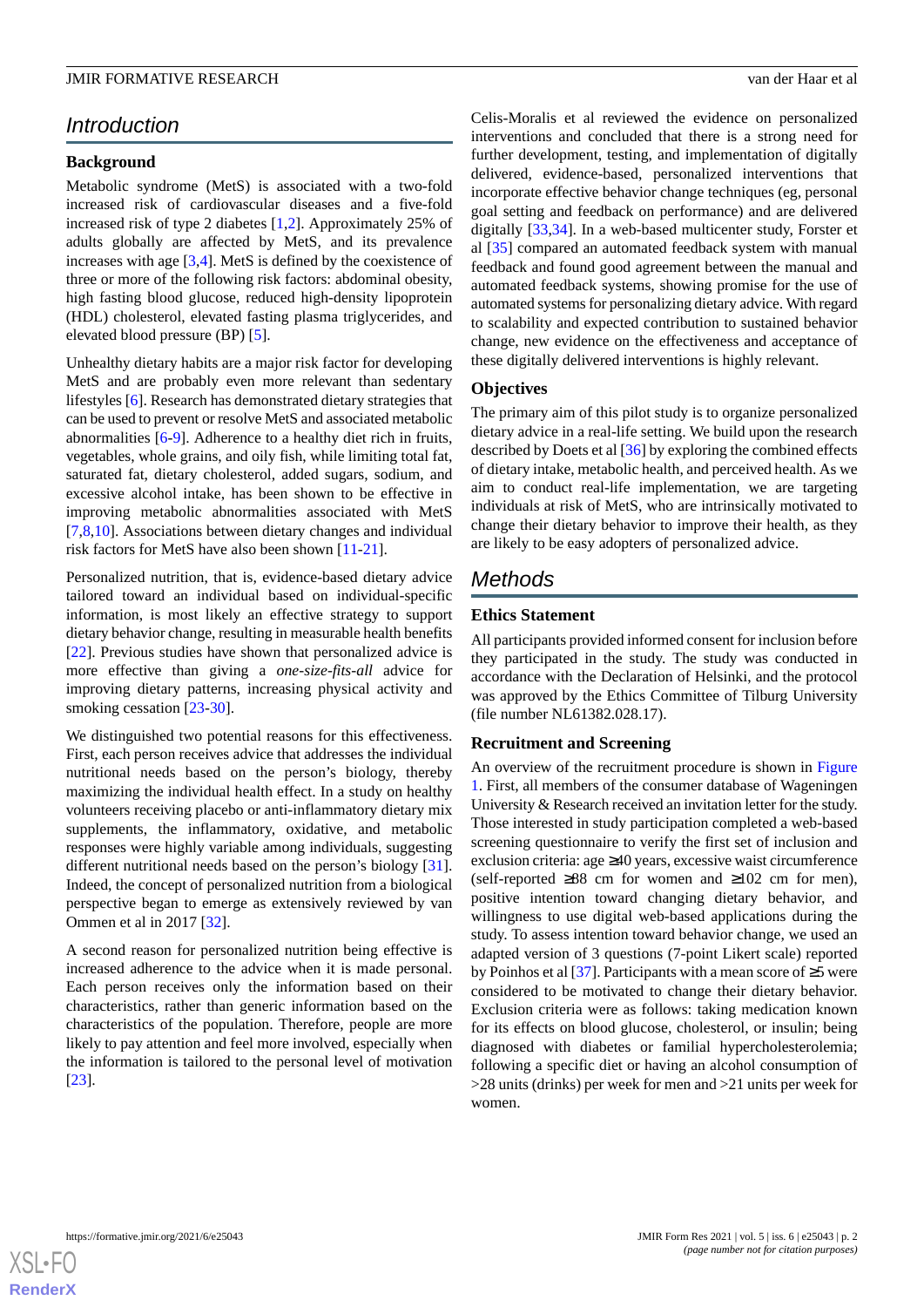## Introduction

### Background

Metabolic syndrome (MetS) is associated with a two-fold increased risk of cardiovascular diseases and a five-fold increased risk of type 2 diabetes [1,2]. Approximately 25% of adults globally are affected by MetS, and its prevalence increases with age [3,4]. MetS is defined by the coexistence of three or more of the following risk factors: abdominal obesity, high fasting blood glucose, reduced high-density lipoprotein (HDL) cholesterol, elevated fasting plasma triglycerides, and elevated blood pressure (BP) [5].

Unhealthy dietary habits are a major risk factor for developing MetS and are probably even more relevant than sedentary lifestyles [6]. Research has demonstrated dietary strategies that can be used to prevent or resolve MetS and associated metabolic abnormalities [6-9]. Adherence to a healthy diet rich in fruits, vegetables, whole grains, and oily fish, while limiting total fat, saturated fat, dietary cholesterol, added sugars, sodium, and excessive alcohol intake, has been shown to be effective in improving metabolic abnormalities associated with MetS [7,8,10]. Associations between dietary changes and individual risk factors for MetS have also been shown [11-21].

Personalized nutrition, that is, evidence-based dietary advice tailored toward an individual based on individual-specific information, is most likely an effective strategy to support dietary behavior change, resulting in measurable health benefits [22]. Previous studies have shown that personalized advice is more effective than giving a *one-size-fits-all* advice for improving dietary patterns, increasing physical activity and smoking cessation [23-30].

We distinguished two potential reasons for this effectiveness. First, each person receives advice that addresses the individual nutritional needs based on the person's biology, thereby maximizing the individual health effect. In a study on healthy volunteers receiving placebo or anti-inflammatory dietary mix supplements, the inflammatory, oxidative, and metabolic responses were highly variable among individuals, suggesting different nutritional needs based on the person's biology [31]. Indeed, the concept of personalized nutrition from a biological perspective began to emerge as extensively reviewed by van Ommen et al in 2017 [32].

A second reason for personalized nutrition being effective is increased adherence to the advice when it is made personal. Each person receives only the information based on their characteristics, rather than generic information based on the characteristics of the population. Therefore, people are more likely to pay attention and feel more involved, especially when the information is tailored to the personal level of motivation [23].

Celis-Moralis et al reviewed the evidence on personalized interventions and concluded that there is a strong need for further development, testing, and implementation of digitally delivered, evidence-based, personalized interventions that incorporate effective behavior change techniques (eg, personal goal setting and feedback on performance) and are delivered digitally [33,34]. In a web-based multicenter study, Forster et al [35] compared an automated feedback system with manual feedback and found good agreement between the manual and automated feedback systems, showing promise for the use of automated systems for personalizing dietary advice. With regard to scalability and expected contribution to sustained behavior change, new evidence on the effectiveness and acceptance of these digitally delivered interventions is highly relevant.

### Objectives

The primary aim of this pilot study is to organize personalized dietary advice in a real-life setting. We build upon the research described by Doets et al [36] by exploring the combined effects of dietary intake, metabolic health, and perceived health. As we aim to conduct real-life implementation, we are targeting individuals at risk of MetS, who are intrinsically motivated to change their dietary behavior to improve their health, as they are likely to be easy adopters of personalized advice.

## Methods

### Ethics Statement

All participants provided informed consent for inclusion before they participated in the study. The study was conducted in accordance with the Declaration of Helsinki, and the protocol was approved by the Ethics Committee of Tilburg University (file number NL61382.028.17).

### Recruitment and Screening

An overview of the recruitment procedure is shown in Figure 1. First, all members of the consumer database of Wageningen University & Research received an invitation letter for the study. Those interested in study participation completed a web-based screening questionnaire to verify the first set of inclusion and exclusion criteria: age ≥40 years, excessive waist circumference (self-reported ≥88 cm for women and ≥102 cm for men), positive intention toward changing dietary behavior, and willingness to use digital web-based applications during the study. To assess intention toward behavior change, we used an adapted version of 3 questions (7-point Likert scale) reported by Poinhos et al [37]. Participants with a mean score of ≥5 were considered to be motivated to change their dietary behavior. Exclusion criteria were as follows: taking medication known for its effects on blood glucose, cholesterol, or insulin; being diagnosed with diabetes or familial hypercholesterolemia; following a specific diet or having an alcohol consumption of >28 units (drinks) per week for men and >21 units per week for women.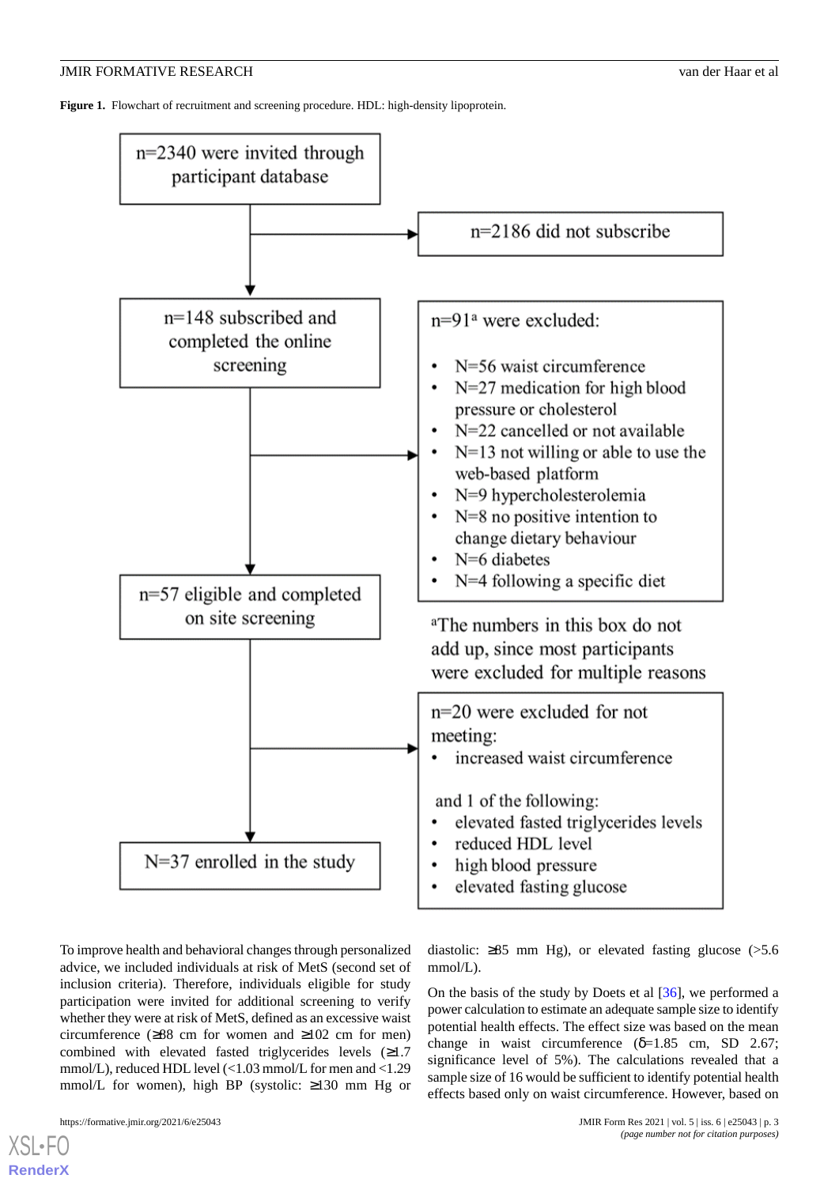**Figure 1.** Flowchart of recruitment and screening procedure. HDL: high-density lipoprotein.

n=2340 were invited through participant database

n=2186 did not subscribe

n=148 subscribed and completed the online screening

n=91[a] were excluded:

- N=56 waist circumference
- N=27 medication for high blood pressure or cholesterol
- N=22 cancelled or not available
- N=13 not willing or able to use the web-based platform
- N=9 hypercholesterolemia
- N=8 no positive intention to change dietary behaviour
- N=6 diabetes
- N=4 following a specific diet

[a]The numbers in this box do not add up, since most participants were excluded for multiple reasons

n=57 eligible and completed on site screening

n=20 were excluded for not meeting:

- increased waist circumference

and 1 of the following:

- elevated fasted triglycerides levels
- reduced HDL level
- high blood pressure
- elevated fasting glucose

N=37 enrolled in the study

To improve health and behavioral changes through personalized advice, we included individuals at risk of MetS (second set of inclusion criteria). Therefore, individuals eligible for study participation were invited for additional screening to verify whether they were at risk of MetS, defined as an excessive waist circumference (≥88 cm for women and ≥102 cm for men) combined with elevated fasted triglycerides levels (≥1.7 mmol/L), reduced HDL level (<1.03 mmol/L for men and <1.29 mmol/L for women), high BP (systolic: ≥130 mm Hg or diastolic: ≥85 mm Hg), or elevated fasting glucose (>5.6 mmol/L).

On the basis of the study by Doets et al [36], we performed a power calculation to estimate an adequate sample size to identify potential health effects. The effect size was based on the mean change in waist circumference ($\delta$=1.85 cm, SD 2.67; significance level of 5%). The calculations revealed that a sample size of 16 would be sufficient to identify potential health effects based only on waist circumference. However, based on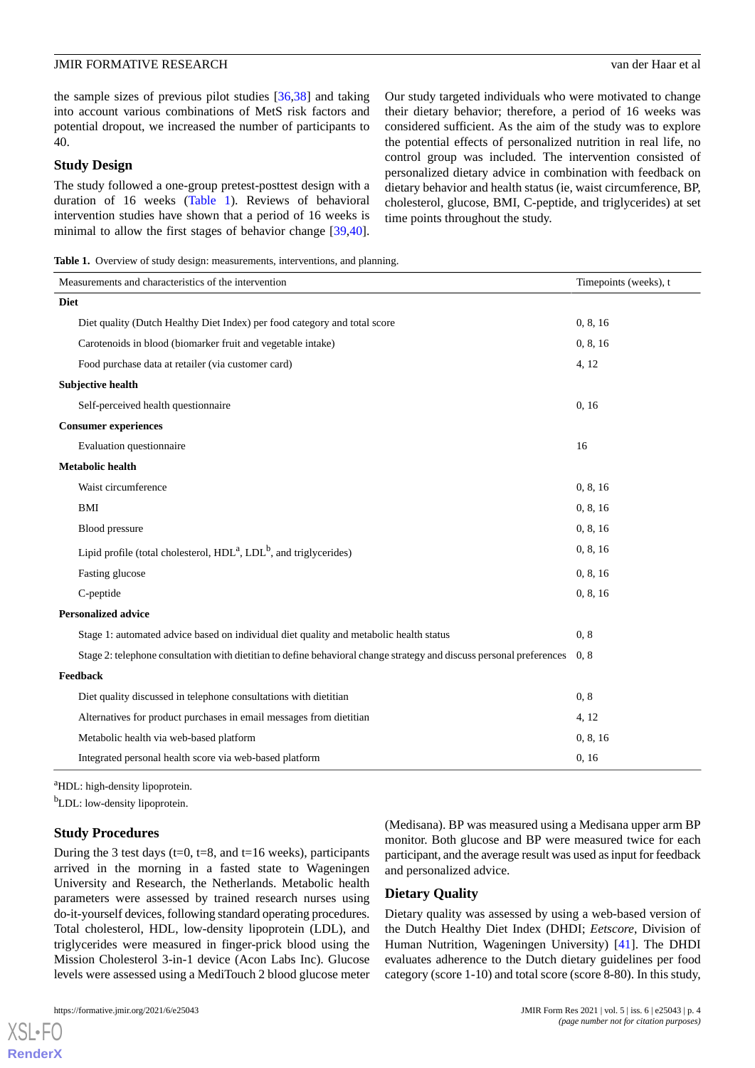the sample sizes of previous pilot studies [36,38] and taking into account various combinations of MetS risk factors and potential dropout, we increased the number of participants to 40.

## Study Design

The study followed a one-group pretest-posttest design with a duration of 16 weeks (Table 1). Reviews of behavioral intervention studies have shown that a period of 16 weeks is minimal to allow the first stages of behavior change [39,40]. Our study targeted individuals who were motivated to change their dietary behavior; therefore, a period of 16 weeks was considered sufficient. As the aim of the study was to explore the potential effects of personalized nutrition in real life, no control group was included. The intervention consisted of personalized dietary advice in combination with feedback on dietary behavior and health status (ie, waist circumference, BP, cholesterol, glucose, BMI, C-peptide, and triglycerides) at set time points throughout the study.

**Table 1.** Overview of study design: measurements, interventions, and planning.

| Measurements and characteristics of the intervention | Timepoints (weeks), t |
|---|---|
| **Diet** | |
| Diet quality (Dutch Healthy Diet Index) per food category and total score | 0, 8, 16 |
| Carotenoids in blood (biomarker fruit and vegetable intake) | 0, 8, 16 |
| Food purchase data at retailer (via customer card) | 4, 12 |
| **Subjective health** | |
| Self-perceived health questionnaire | 0, 16 |
| **Consumer experiences** | |
| Evaluation questionnaire | 16 |
| **Metabolic health** | |
| Waist circumference | 0, 8, 16 |
| BMI | 0, 8, 16 |
| Blood pressure | 0, 8, 16 |
| Lipid profile (total cholesterol, HDL[a], LDL[b], and triglycerides) | 0, 8, 16 |
| Fasting glucose | 0, 8, 16 |
| C-peptide | 0, 8, 16 |
| **Personalized advice** | |
| Stage 1: automated advice based on individual diet quality and metabolic health status | 0, 8 |
| Stage 2: telephone consultation with dietitian to define behavioral change strategy and discuss personal preferences | 0, 8 |
| **Feedback** | |
| Diet quality discussed in telephone consultations with dietitian | 0, 8 |
| Alternatives for product purchases in email messages from dietitian | 4, 12 |
| Metabolic health via web-based platform | 0, 8, 16 |
| Integrated personal health score via web-based platform | 0, 16 |

[a]HDL: high-density lipoprotein.

[b]LDL: low-density lipoprotein.

## Study Procedures

During the 3 test days (t=0, t=8, and t=16 weeks), participants arrived in the morning in a fasted state to Wageningen University and Research, the Netherlands. Metabolic health parameters were assessed by trained research nurses using do-it-yourself devices, following standard operating procedures. Total cholesterol, HDL, low-density lipoprotein (LDL), and triglycerides were measured in finger-prick blood using the Mission Cholesterol 3-in-1 device (Acon Labs Inc). Glucose levels were assessed using a MediTouch 2 blood glucose meter (Medisana). BP was measured using a Medisana upper arm BP monitor. Both glucose and BP were measured twice for each participant, and the average result was used as input for feedback and personalized advice.

## Dietary Quality

Dietary quality was assessed by using a web-based version of the Dutch Healthy Diet Index (DHDI; *Eetscore*, Division of Human Nutrition, Wageningen University) [41]. The DHDI evaluates adherence to the Dutch dietary guidelines per food category (score 1-10) and total score (score 8-80). In this study,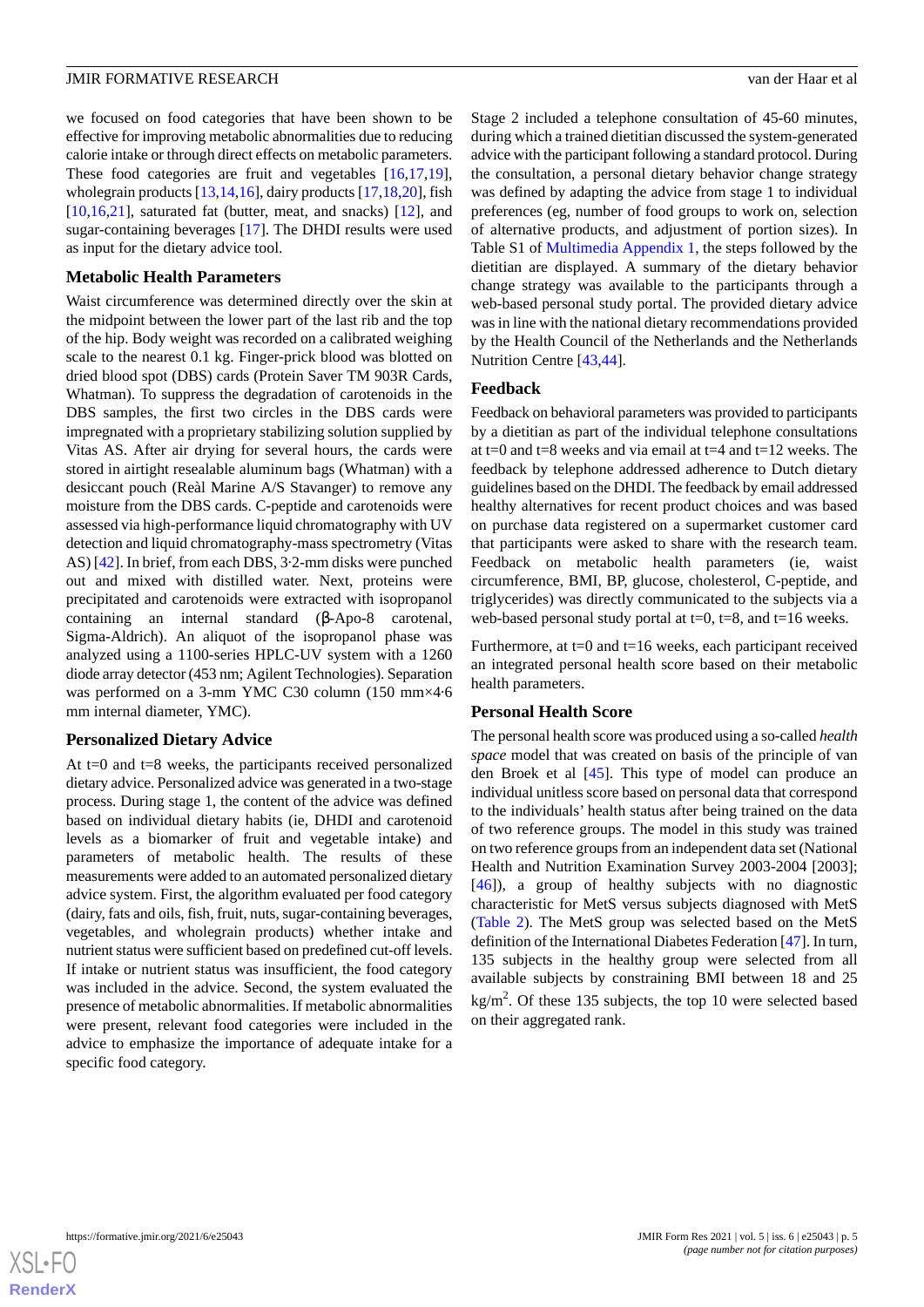we focused on food categories that have been shown to be effective for improving metabolic abnormalities due to reducing calorie intake or through direct effects on metabolic parameters. These food categories are fruit and vegetables [16,17,19], wholegrain products [13,14,16], dairy products [17,18,20], fish [10,16,21], saturated fat (butter, meat, and snacks) [12], and sugar-containing beverages [17]. The DHDI results were used as input for the dietary advice tool.

## Metabolic Health Parameters

Waist circumference was determined directly over the skin at the midpoint between the lower part of the last rib and the top of the hip. Body weight was recorded on a calibrated weighing scale to the nearest 0.1 kg. Finger-prick blood was blotted on dried blood spot (DBS) cards (Protein Saver TM 903R Cards, Whatman). To suppress the degradation of carotenoids in the DBS samples, the first two circles in the DBS cards were impregnated with a proprietary stabilizing solution supplied by Vitas AS. After air drying for several hours, the cards were stored in airtight resealable aluminum bags (Whatman) with a desiccant pouch (Reàl Marine A/S Stavanger) to remove any moisture from the DBS cards. C-peptide and carotenoids were assessed via high-performance liquid chromatography with UV detection and liquid chromatography-mass spectrometry (Vitas AS) [42]. In brief, from each DBS, 3·2-mm disks were punched out and mixed with distilled water. Next, proteins were precipitated and carotenoids were extracted with isopropanol containing an internal standard (β-Apo-8 carotenal, Sigma-Aldrich). An aliquot of the isopropanol phase was analyzed using a 1100-series HPLC-UV system with a 1260 diode array detector (453 nm; Agilent Technologies). Separation was performed on a 3-mm YMC C30 column (150 mm×4·6 mm internal diameter, YMC).

## Personalized Dietary Advice

At t=0 and t=8 weeks, the participants received personalized dietary advice. Personalized advice was generated in a two-stage process. During stage 1, the content of the advice was defined based on individual dietary habits (ie, DHDI and carotenoid levels as a biomarker of fruit and vegetable intake) and parameters of metabolic health. The results of these measurements were added to an automated personalized dietary advice system. First, the algorithm evaluated per food category (dairy, fats and oils, fish, fruit, nuts, sugar-containing beverages, vegetables, and wholegrain products) whether intake and nutrient status were sufficient based on predefined cut-off levels. If intake or nutrient status was insufficient, the food category was included in the advice. Second, the system evaluated the presence of metabolic abnormalities. If metabolic abnormalities were present, relevant food categories were included in the advice to emphasize the importance of adequate intake for a specific food category.

Stage 2 included a telephone consultation of 45-60 minutes, during which a trained dietitian discussed the system-generated advice with the participant following a standard protocol. During the consultation, a personal dietary behavior change strategy was defined by adapting the advice from stage 1 to individual preferences (eg, number of food groups to work on, selection of alternative products, and adjustment of portion sizes). In Table S1 of Multimedia Appendix 1, the steps followed by the dietitian are displayed. A summary of the dietary behavior change strategy was available to the participants through a web-based personal study portal. The provided dietary advice was in line with the national dietary recommendations provided by the Health Council of the Netherlands and the Netherlands Nutrition Centre [43,44].

## Feedback

Feedback on behavioral parameters was provided to participants by a dietitian as part of the individual telephone consultations at t=0 and t=8 weeks and via email at t=4 and t=12 weeks. The feedback by telephone addressed adherence to Dutch dietary guidelines based on the DHDI. The feedback by email addressed healthy alternatives for recent product choices and was based on purchase data registered on a supermarket customer card that participants were asked to share with the research team. Feedback on metabolic health parameters (ie, waist circumference, BMI, BP, glucose, cholesterol, C-peptide, and triglycerides) was directly communicated to the subjects via a web-based personal study portal at t=0, t=8, and t=16 weeks.

Furthermore, at t=0 and t=16 weeks, each participant received an integrated personal health score based on their metabolic health parameters.

## Personal Health Score

The personal health score was produced using a so-called *health space* model that was created on basis of the principle of van den Broek et al [45]. This type of model can produce an individual unitless score based on personal data that correspond to the individuals' health status after being trained on the data of two reference groups. The model in this study was trained on two reference groups from an independent data set (National Health and Nutrition Examination Survey 2003-2004 [2003]; [46]), a group of healthy subjects with no diagnostic characteristic for MetS versus subjects diagnosed with MetS (Table 2). The MetS group was selected based on the MetS definition of the International Diabetes Federation [47]. In turn, 135 subjects in the healthy group were selected from all available subjects by constraining BMI between 18 and 25 kg/m$^2$. Of these 135 subjects, the top 10 were selected based on their aggregated rank.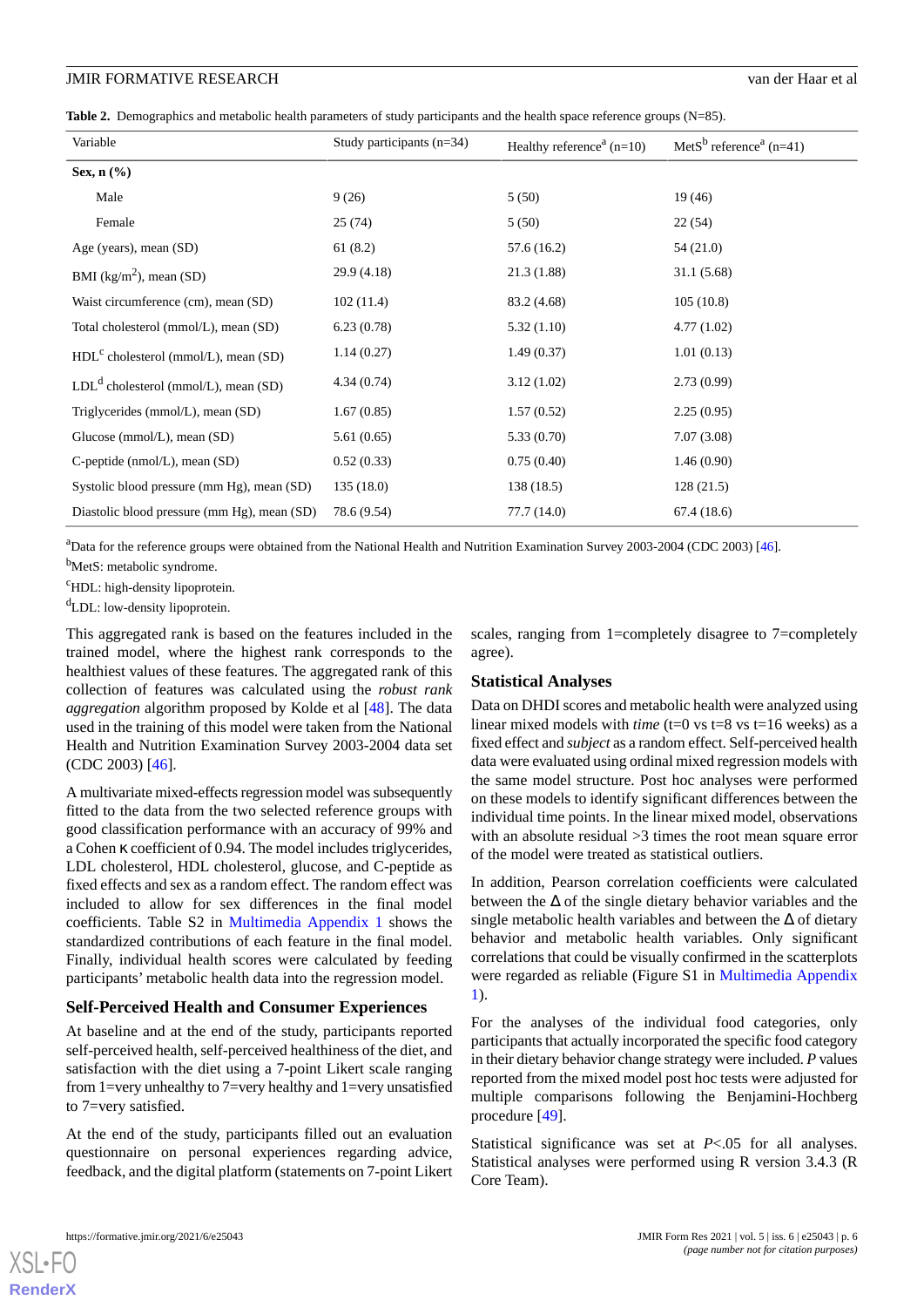**Table 2.** Demographics and metabolic health parameters of study participants and the health space reference groups (N=85).

| Variable | Study participants (n=34) | Healthy reference[a] (n=10) | MetS[b] reference[a] (n=41) |
|---|---|---|---|
| **Sex, n (%)** | | | |
| Male | 9 (26) | 5 (50) | 19 (46) |
| Female | 25 (74) | 5 (50) | 22 (54) |
| Age (years), mean (SD) | 61 (8.2) | 57.6 (16.2) | 54 (21.0) |
| BMI (kg/m$^2$), mean (SD) | 29.9 (4.18) | 21.3 (1.88) | 31.1 (5.68) |
| Waist circumference (cm), mean (SD) | 102 (11.4) | 83.2 (4.68) | 105 (10.8) |
| Total cholesterol (mmol/L), mean (SD) | 6.23 (0.78) | 5.32 (1.10) | 4.77 (1.02) |
| HDL[c] cholesterol (mmol/L), mean (SD) | 1.14 (0.27) | 1.49 (0.37) | 1.01 (0.13) |
| LDL[d] cholesterol (mmol/L), mean (SD) | 4.34 (0.74) | 3.12 (1.02) | 2.73 (0.99) |
| Triglycerides (mmol/L), mean (SD) | 1.67 (0.85) | 1.57 (0.52) | 2.25 (0.95) |
| Glucose (mmol/L), mean (SD) | 5.61 (0.65) | 5.33 (0.70) | 7.07 (3.08) |
| C-peptide (nmol/L), mean (SD) | 0.52 (0.33) | 0.75 (0.40) | 1.46 (0.90) |
| Systolic blood pressure (mm Hg), mean (SD) | 135 (18.0) | 138 (18.5) | 128 (21.5) |
| Diastolic blood pressure (mm Hg), mean (SD) | 78.6 (9.54) | 77.7 (14.0) | 67.4 (18.6) |

[a]Data for the reference groups were obtained from the National Health and Nutrition Examination Survey 2003-2004 (CDC 2003) [46].

[b]MetS: metabolic syndrome.

[c]HDL: high-density lipoprotein.

[d]LDL: low-density lipoprotein.

This aggregated rank is based on the features included in the trained model, where the highest rank corresponds to the healthiest values of these features. The aggregated rank of this collection of features was calculated using the *robust rank aggregation* algorithm proposed by Kolde et al [48]. The data used in the training of this model were taken from the National Health and Nutrition Examination Survey 2003-2004 data set (CDC 2003) [46].

A multivariate mixed-effects regression model was subsequently fitted to the data from the two selected reference groups with good classification performance with an accuracy of 99% and a Cohen κ coefficient of 0.94. The model includes triglycerides, LDL cholesterol, HDL cholesterol, glucose, and C-peptide as fixed effects and sex as a random effect. The random effect was included to allow for sex differences in the final model coefficients. Table S2 in Multimedia Appendix 1 shows the standardized contributions of each feature in the final model. Finally, individual health scores were calculated by feeding participants' metabolic health data into the regression model.

### Self-Perceived Health and Consumer Experiences

At baseline and at the end of the study, participants reported self-perceived health, self-perceived healthiness of the diet, and satisfaction with the diet using a 7-point Likert scale ranging from 1=very unhealthy to 7=very healthy and 1=very unsatisfied to 7=very satisfied.

At the end of the study, participants filled out an evaluation questionnaire on personal experiences regarding advice, feedback, and the digital platform (statements on 7-point Likert scales, ranging from 1=completely disagree to 7=completely agree).

### Statistical Analyses

Data on DHDI scores and metabolic health were analyzed using linear mixed models with *time* (t=0 vs t=8 vs t=16 weeks) as a fixed effect and *subject* as a random effect. Self-perceived health data were evaluated using ordinal mixed regression models with the same model structure. Post hoc analyses were performed on these models to identify significant differences between the individual time points. In the linear mixed model, observations with an absolute residual >3 times the root mean square error of the model were treated as statistical outliers.

In addition, Pearson correlation coefficients were calculated between the Δ of the single dietary behavior variables and the single metabolic health variables and between the Δ of dietary behavior and metabolic health variables. Only significant correlations that could be visually confirmed in the scatterplots were regarded as reliable (Figure S1 in Multimedia Appendix 1).

For the analyses of the individual food categories, only participants that actually incorporated the specific food category in their dietary behavior change strategy were included. *P* values reported from the mixed model post hoc tests were adjusted for multiple comparisons following the Benjamini-Hochberg procedure [49].

Statistical significance was set at $P<.05$ for all analyses. Statistical analyses were performed using R version 3.4.3 (R Core Team).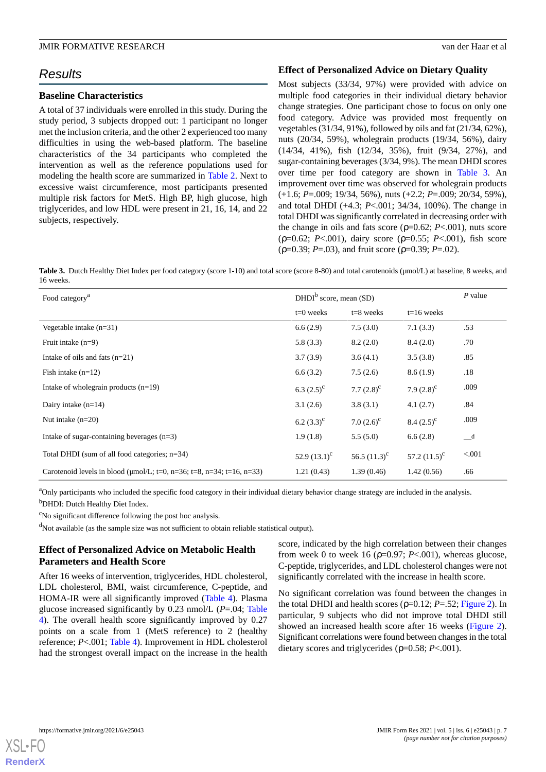## Results

### Baseline Characteristics

A total of 37 individuals were enrolled in this study. During the study period, 3 subjects dropped out: 1 participant no longer met the inclusion criteria, and the other 2 experienced too many difficulties in using the web-based platform. The baseline characteristics of the 34 participants who completed the intervention as well as the reference populations used for modeling the health score are summarized in Table 2. Next to excessive waist circumference, most participants presented multiple risk factors for MetS. High BP, high glucose, high triglycerides, and low HDL were present in 21, 16, 14, and 22 subjects, respectively.

### Effect of Personalized Advice on Dietary Quality

Most subjects (33/34, 97%) were provided with advice on multiple food categories in their individual dietary behavior change strategies. One participant chose to focus on only one food category. Advice was provided most frequently on vegetables (31/34, 91%), followed by oils and fat (21/34, 62%), nuts (20/34, 59%), wholegrain products (19/34, 56%), dairy (14/34, 41%), fish (12/34, 35%), fruit (9/34, 27%), and sugar-containing beverages (3/34, 9%). The mean DHDI scores over time per food category are shown in Table 3. An improvement over time was observed for wholegrain products (+1.6; $P$=.009; 19/34, 56%), nuts (+2.2; $P$=.009; 20/34, 59%), and total DHDI (+4.3; $P$<.001; 34/34, 100%). The change in total DHDI was significantly correlated in decreasing order with the change in oils and fats score ($\rho$=0.62; $P$<.001), nuts score ($\rho$=0.62; $P$<.001), dairy score ($\rho$=0.55; $P$<.001), fish score ($\rho$=0.39; $P$=.03), and fruit score ($\rho$=0.39; $P$=.02).

**Table 3.** Dutch Healthy Diet Index per food category (score 1-10) and total score (score 8-80) and total carotenoids (μmol/L) at baseline, 8 weeks, and 16 weeks.

| Food category[a] | DHDI[b] score, mean (SD) | | | $P$ value |
|---|---|---|---|---|
| | t=0 weeks | t=8 weeks | t=16 weeks | |
| Vegetable intake (n=31) | 6.6 (2.9) | 7.5 (3.0) | 7.1 (3.3) | .53 |
| Fruit intake (n=9) | 5.8 (3.3) | 8.2 (2.0) | 8.4 (2.0) | .70 |
| Intake of oils and fats (n=21) | 3.7 (3.9) | 3.6 (4.1) | 3.5 (3.8) | .85 |
| Fish intake (n=12) | 6.6 (3.2) | 7.5 (2.6) | 8.6 (1.9) | .18 |
| Intake of wholegrain products (n=19) | 6.3 (2.5)[c] | 7.7 (2.8)[c] | 7.9 (2.8)[c] | .009 |
| Dairy intake (n=14) | 3.1 (2.6) | 3.8 (3.1) | 4.1 (2.7) | .84 |
| Nut intake (n=20) | 6.2 (3.3)[c] | 7.0 (2.6)[c] | 8.4 (2.5)[c] | .009 |
| Intake of sugar-containing beverages (n=3) | 1.9 (1.8) | 5.5 (5.0) | 6.6 (2.8) | —[d] |
| Total DHDI (sum of all food categories; n=34) | 52.9 (13.1)[c] | 56.5 (11.3)[c] | 57.2 (11.5)[c] | <.001 |
| Carotenoid levels in blood (μmol/L; t=0, n=36; t=8, n=34; t=16, n=33) | 1.21 (0.43) | 1.39 (0.46) | 1.42 (0.56) | .66 |

[a]Only participants who included the specific food category in their individual dietary behavior change strategy are included in the analysis.
[b]DHDI: Dutch Healthy Diet Index.
[c]No significant difference following the post hoc analysis.
[d]Not available (as the sample size was not sufficient to obtain reliable statistical output).

### Effect of Personalized Advice on Metabolic Health Parameters and Health Score

After 16 weeks of intervention, triglycerides, HDL cholesterol, LDL cholesterol, BMI, waist circumference, C-peptide, and HOMA-IR were all significantly improved (Table 4). Plasma glucose increased significantly by 0.23 nmol/L ($P$=.04; Table 4). The overall health score significantly improved by 0.27 points on a scale from 1 (MetS reference) to 2 (healthy reference; $P$<.001; Table 4). Improvement in HDL cholesterol had the strongest overall impact on the increase in the health score, indicated by the high correlation between their changes from week 0 to week 16 ($\rho$=0.97; $P$<.001), whereas glucose, C-peptide, triglycerides, and LDL cholesterol changes were not significantly correlated with the increase in health score.

No significant correlation was found between the changes in the total DHDI and health scores ($\rho$=0.12; $P$=.52; Figure 2). In particular, 9 subjects who did not improve total DHDI still showed an increased health score after 16 weeks (Figure 2). Significant correlations were found between changes in the total dietary scores and triglycerides ($\rho$=0.58; $P$<.001).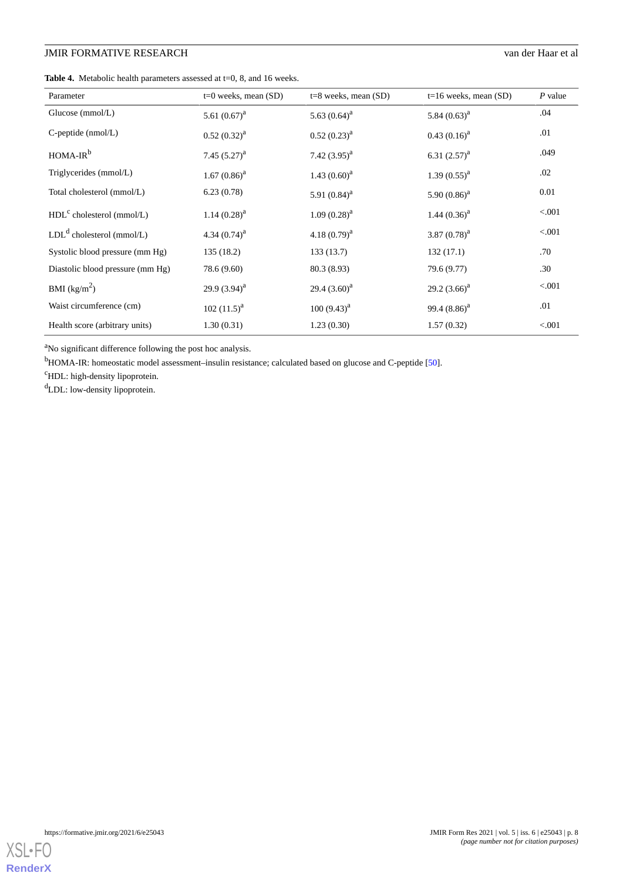**Table 4.** Metabolic health parameters assessed at t=0, 8, and 16 weeks.

| Parameter | t=0 weeks, mean (SD) | t=8 weeks, mean (SD) | t=16 weeks, mean (SD) | *P* value |
|---|---|---|---|---|
| Glucose (mmol/L) | 5.61 (0.67)[a] | 5.63 (0.64)[a] | 5.84 (0.63)[a] | .04 |
| C-peptide (nmol/L) | 0.52 (0.32)[a] | 0.52 (0.23)[a] | 0.43 (0.16)[a] | .01 |
| HOMA-IR[b] | 7.45 (5.27)[a] | 7.42 (3.95)[a] | 6.31 (2.57)[a] | .049 |
| Triglycerides (mmol/L) | 1.67 (0.86)[a] | 1.43 (0.60)[a] | 1.39 (0.55)[a] | .02 |
| Total cholesterol (mmol/L) | 6.23 (0.78) | 5.91 (0.84)[a] | 5.90 (0.86)[a] | 0.01 |
| HDL[c] cholesterol (mmol/L) | 1.14 (0.28)[a] | 1.09 (0.28)[a] | 1.44 (0.36)[a] | <.001 |
| LDL[d] cholesterol (mmol/L) | 4.34 (0.74)[a] | 4.18 (0.79)[a] | 3.87 (0.78)[a] | <.001 |
| Systolic blood pressure (mm Hg) | 135 (18.2) | 133 (13.7) | 132 (17.1) | .70 |
| Diastolic blood pressure (mm Hg) | 78.6 (9.60) | 80.3 (8.93) | 79.6 (9.77) | .30 |
| BMI (kg/m$^2$) | 29.9 (3.94)[a] | 29.4 (3.60)[a] | 29.2 (3.66)[a] | <.001 |
| Waist circumference (cm) | 102 (11.5)[a] | 100 (9.43)[a] | 99.4 (8.86)[a] | .01 |
| Health score (arbitrary units) | 1.30 (0.31) | 1.23 (0.30) | 1.57 (0.32) | <.001 |

[a]No significant difference following the post hoc analysis.

[b]HOMA-IR: homeostatic model assessment–insulin resistance; calculated based on glucose and C-peptide [50].

[c]HDL: high-density lipoprotein.

[d]LDL: low-density lipoprotein.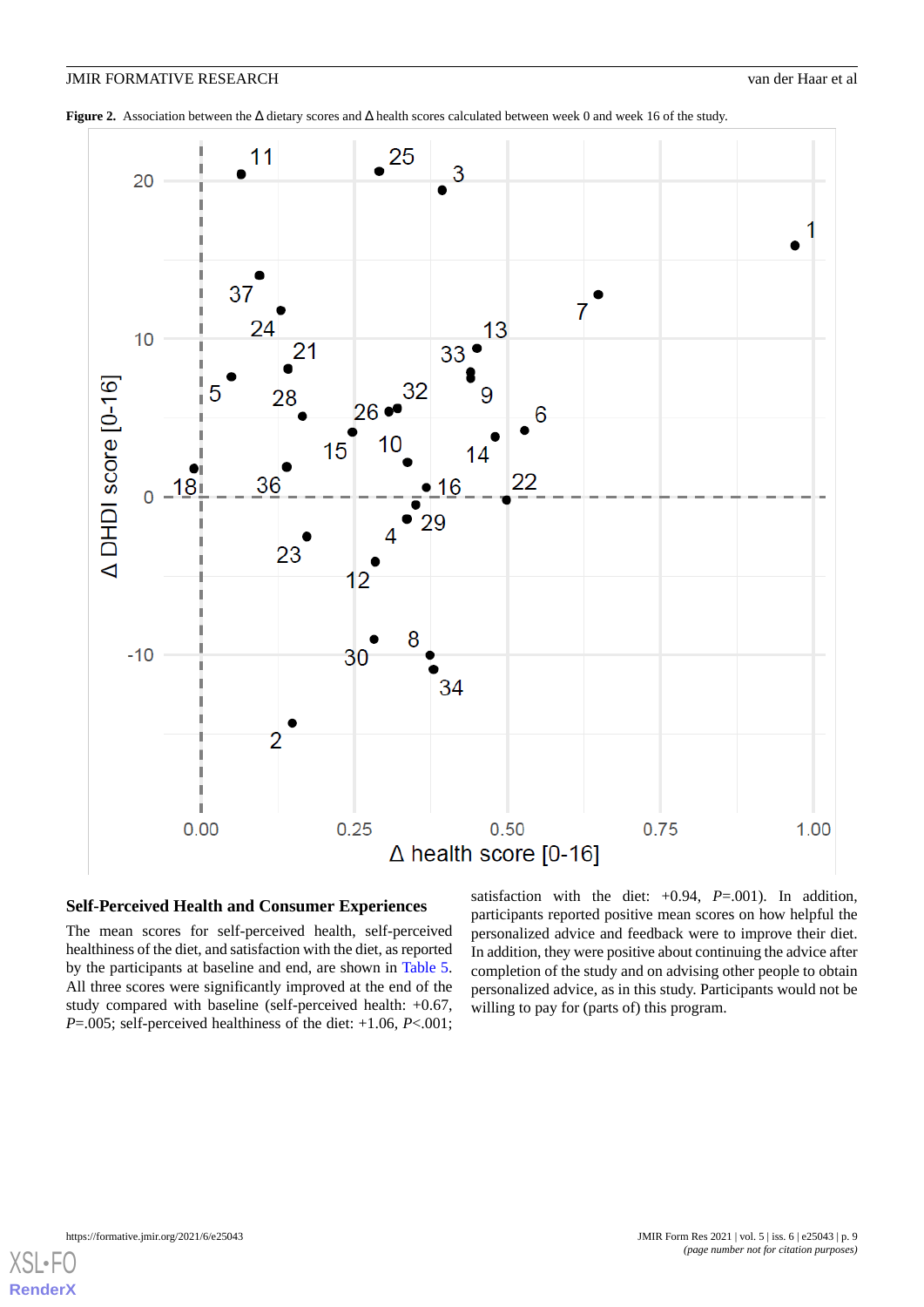**Figure 2.** Association between the Δ dietary scores and Δ health scores calculated between week 0 and week 16 of the study.

### Self-Perceived Health and Consumer Experiences

The mean scores for self-perceived health, self-perceived healthiness of the diet, and satisfaction with the diet, as reported by the participants at baseline and end, are shown in Table 5. All three scores were significantly improved at the end of the study compared with baseline (self-perceived health: +0.67, *P*=.005; self-perceived healthiness of the diet: +1.06, *P*<.001; satisfaction with the diet: +0.94, *P*=.001). In addition, participants reported positive mean scores on how helpful the personalized advice and feedback were to improve their diet. In addition, they were positive about continuing the advice after completion of the study and on advising other people to obtain personalized advice, as in this study. Participants would not be willing to pay for (parts of) this program.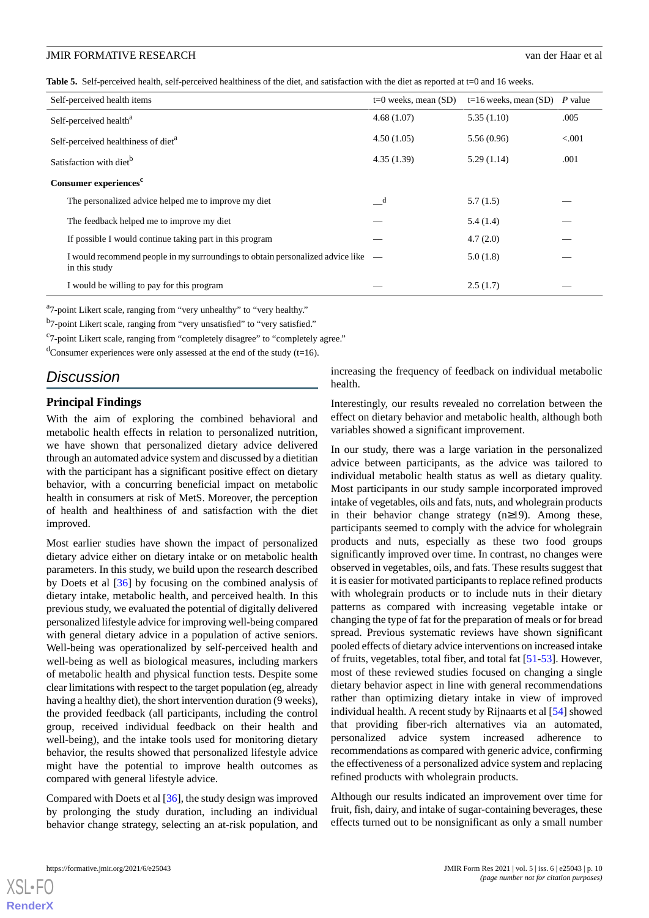**Table 5.** Self-perceived health, self-perceived healthiness of the diet, and satisfaction with the diet as reported at t=0 and 16 weeks.

| Self-perceived health items | t=0 weeks, mean (SD) | t=16 weeks, mean (SD) | *P* value |
|---|---|---|---|
| Self-perceived health[a] | 4.68 (1.07) | 5.35 (1.10) | .005 |
| Self-perceived healthiness of diet[a] | 4.50 (1.05) | 5.56 (0.96) | <.001 |
| Satisfaction with diet[b] | 4.35 (1.39) | 5.29 (1.14) | .001 |
| **Consumer experiences[c]** | | | |
| The personalized advice helped me to improve my diet | —[d] | 5.7 (1.5) | — |
| The feedback helped me to improve my diet | — | 5.4 (1.4) | — |
| If possible I would continue taking part in this program | — | 4.7 (2.0) | — |
| I would recommend people in my surroundings to obtain personalized advice like in this study | — | 5.0 (1.8) | — |
| I would be willing to pay for this program | — | 2.5 (1.7) | — |

[a]7-point Likert scale, ranging from "very unhealthy" to "very healthy."

[b]7-point Likert scale, ranging from "very unsatisfied" to "very satisfied."

[c]7-point Likert scale, ranging from "completely disagree" to "completely agree."

[d]Consumer experiences were only assessed at the end of the study (t=16).

## Discussion

### Principal Findings

With the aim of exploring the combined behavioral and metabolic health effects in relation to personalized nutrition, we have shown that personalized dietary advice delivered through an automated advice system and discussed by a dietitian with the participant has a significant positive effect on dietary behavior, with a concurring beneficial impact on metabolic health in consumers at risk of MetS. Moreover, the perception of health and healthiness of and satisfaction with the diet improved.

Most earlier studies have shown the impact of personalized dietary advice either on dietary intake or on metabolic health parameters. In this study, we build upon the research described by Doets et al [36] by focusing on the combined analysis of dietary intake, metabolic health, and perceived health. In this previous study, we evaluated the potential of digitally delivered personalized lifestyle advice for improving well-being compared with general dietary advice in a population of active seniors. Well-being was operationalized by self-perceived health and well-being as well as biological measures, including markers of metabolic health and physical function tests. Despite some clear limitations with respect to the target population (eg, already having a healthy diet), the short intervention duration (9 weeks), the provided feedback (all participants, including the control group, received individual feedback on their health and well-being), and the intake tools used for monitoring dietary behavior, the results showed that personalized lifestyle advice might have the potential to improve health outcomes as compared with general lifestyle advice.

Compared with Doets et al [36], the study design was improved by prolonging the study duration, including an individual behavior change strategy, selecting an at-risk population, and increasing the frequency of feedback on individual metabolic health.

Interestingly, our results revealed no correlation between the effect on dietary behavior and metabolic health, although both variables showed a significant improvement.

In our study, there was a large variation in the personalized advice between participants, as the advice was tailored to individual metabolic health status as well as dietary quality. Most participants in our study sample incorporated improved intake of vegetables, oils and fats, nuts, and wholegrain products in their behavior change strategy (n≥19). Among these, participants seemed to comply with the advice for wholegrain products and nuts, especially as these two food groups significantly improved over time. In contrast, no changes were observed in vegetables, oils, and fats. These results suggest that it is easier for motivated participants to replace refined products with wholegrain products or to include nuts in their dietary patterns as compared with increasing vegetable intake or changing the type of fat for the preparation of meals or for bread spread. Previous systematic reviews have shown significant pooled effects of dietary advice interventions on increased intake of fruits, vegetables, total fiber, and total fat [51-53]. However, most of these reviewed studies focused on changing a single dietary behavior aspect in line with general recommendations rather than optimizing dietary intake in view of improved individual health. A recent study by Rijnaarts et al [54] showed that providing fiber-rich alternatives via an automated, personalized advice system increased adherence to recommendations as compared with generic advice, confirming the effectiveness of a personalized advice system and replacing refined products with wholegrain products.

Although our results indicated an improvement over time for fruit, fish, dairy, and intake of sugar-containing beverages, these effects turned out to be nonsignificant as only a small number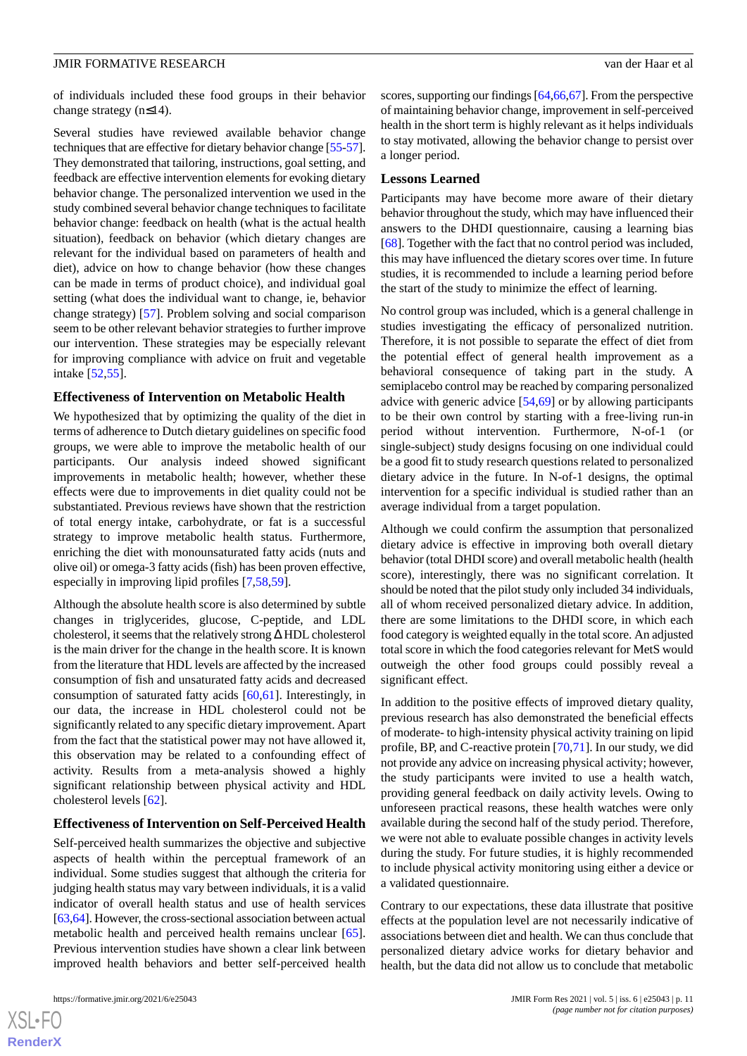of individuals included these food groups in their behavior change strategy (n≤14).

Several studies have reviewed available behavior change techniques that are effective for dietary behavior change [55-57]. They demonstrated that tailoring, instructions, goal setting, and feedback are effective intervention elements for evoking dietary behavior change. The personalized intervention we used in the study combined several behavior change techniques to facilitate behavior change: feedback on health (what is the actual health situation), feedback on behavior (which dietary changes are relevant for the individual based on parameters of health and diet), advice on how to change behavior (how these changes can be made in terms of product choice), and individual goal setting (what does the individual want to change, ie, behavior change strategy) [57]. Problem solving and social comparison seem to be other relevant behavior strategies to further improve our intervention. These strategies may be especially relevant for improving compliance with advice on fruit and vegetable intake [52,55].

### Effectiveness of Intervention on Metabolic Health

We hypothesized that by optimizing the quality of the diet in terms of adherence to Dutch dietary guidelines on specific food groups, we were able to improve the metabolic health of our participants. Our analysis indeed showed significant improvements in metabolic health; however, whether these effects were due to improvements in diet quality could not be substantiated. Previous reviews have shown that the restriction of total energy intake, carbohydrate, or fat is a successful strategy to improve metabolic health status. Furthermore, enriching the diet with monounsaturated fatty acids (nuts and olive oil) or omega-3 fatty acids (fish) has been proven effective, especially in improving lipid profiles [7,58,59].

Although the absolute health score is also determined by subtle changes in triglycerides, glucose, C-peptide, and LDL cholesterol, it seems that the relatively strong Δ HDL cholesterol is the main driver for the change in the health score. It is known from the literature that HDL levels are affected by the increased consumption of fish and unsaturated fatty acids and decreased consumption of saturated fatty acids [60,61]. Interestingly, in our data, the increase in HDL cholesterol could not be significantly related to any specific dietary improvement. Apart from the fact that the statistical power may not have allowed it, this observation may be related to a confounding effect of activity. Results from a meta-analysis showed a highly significant relationship between physical activity and HDL cholesterol levels [62].

### Effectiveness of Intervention on Self-Perceived Health

Self-perceived health summarizes the objective and subjective aspects of health within the perceptual framework of an individual. Some studies suggest that although the criteria for judging health status may vary between individuals, it is a valid indicator of overall health status and use of health services [63,64]. However, the cross-sectional association between actual metabolic health and perceived health remains unclear [65]. Previous intervention studies have shown a clear link between improved health behaviors and better self-perceived health scores, supporting our findings [64,66,67]. From the perspective of maintaining behavior change, improvement in self-perceived health in the short term is highly relevant as it helps individuals to stay motivated, allowing the behavior change to persist over a longer period.

### Lessons Learned

Participants may have become more aware of their dietary behavior throughout the study, which may have influenced their answers to the DHDI questionnaire, causing a learning bias [68]. Together with the fact that no control period was included, this may have influenced the dietary scores over time. In future studies, it is recommended to include a learning period before the start of the study to minimize the effect of learning.

No control group was included, which is a general challenge in studies investigating the efficacy of personalized nutrition. Therefore, it is not possible to separate the effect of diet from the potential effect of general health improvement as a behavioral consequence of taking part in the study. A semiplacebo control may be reached by comparing personalized advice with generic advice [54,69] or by allowing participants to be their own control by starting with a free-living run-in period without intervention. Furthermore, N-of-1 (or single-subject) study designs focusing on one individual could be a good fit to study research questions related to personalized dietary advice in the future. In N-of-1 designs, the optimal intervention for a specific individual is studied rather than an average individual from a target population.

Although we could confirm the assumption that personalized dietary advice is effective in improving both overall dietary behavior (total DHDI score) and overall metabolic health (health score), interestingly, there was no significant correlation. It should be noted that the pilot study only included 34 individuals, all of whom received personalized dietary advice. In addition, there are some limitations to the DHDI score, in which each food category is weighted equally in the total score. An adjusted total score in which the food categories relevant for MetS would outweigh the other food groups could possibly reveal a significant effect.

In addition to the positive effects of improved dietary quality, previous research has also demonstrated the beneficial effects of moderate- to high-intensity physical activity training on lipid profile, BP, and C-reactive protein [70,71]. In our study, we did not provide any advice on increasing physical activity; however, the study participants were invited to use a health watch, providing general feedback on daily activity levels. Owing to unforeseen practical reasons, these health watches were only available during the second half of the study period. Therefore, we were not able to evaluate possible changes in activity levels during the study. For future studies, it is highly recommended to include physical activity monitoring using either a device or a validated questionnaire.

Contrary to our expectations, these data illustrate that positive effects at the population level are not necessarily indicative of associations between diet and health. We can thus conclude that personalized dietary advice works for dietary behavior and health, but the data did not allow us to conclude that metabolic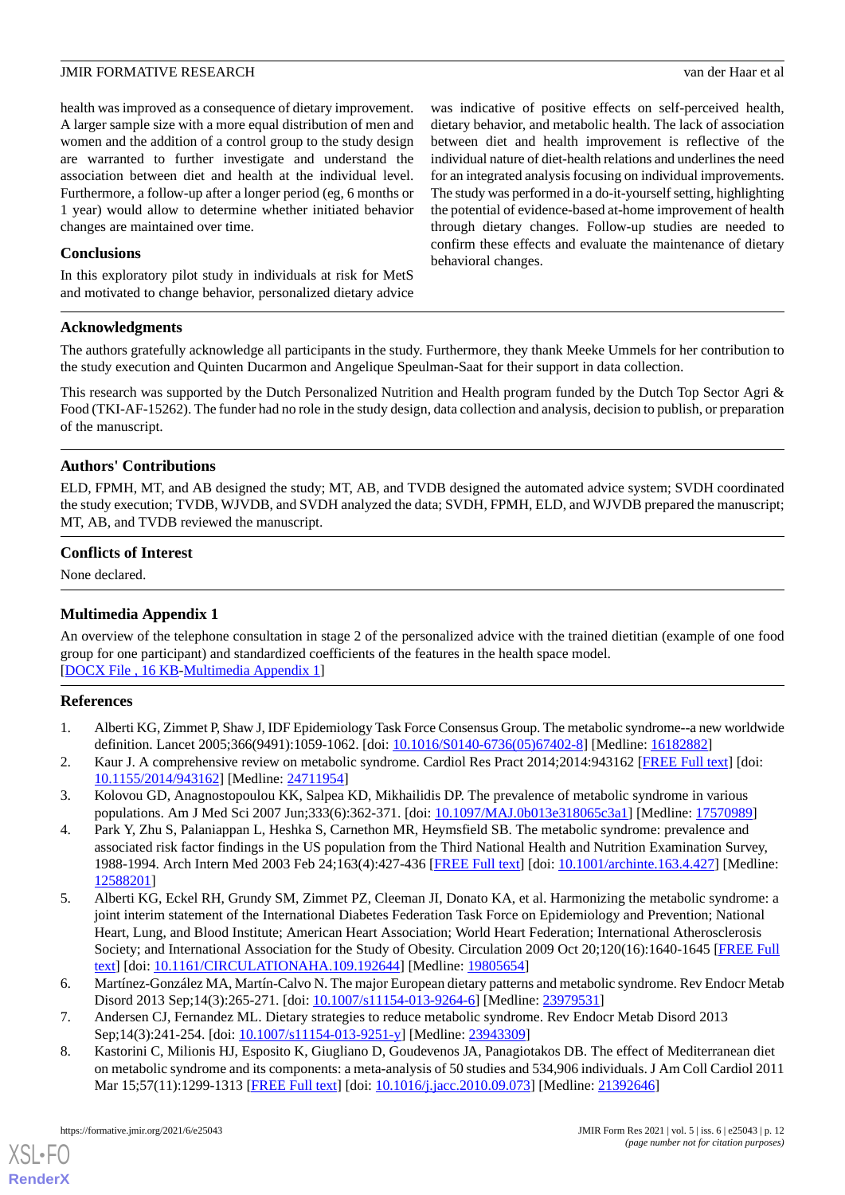health was improved as a consequence of dietary improvement. A larger sample size with a more equal distribution of men and women and the addition of a control group to the study design are warranted to further investigate and understand the association between diet and health at the individual level. Furthermore, a follow-up after a longer period (eg, 6 months or 1 year) would allow to determine whether initiated behavior changes are maintained over time.

### Conclusions

In this exploratory pilot study in individuals at risk for MetS and motivated to change behavior, personalized dietary advice was indicative of positive effects on self-perceived health, dietary behavior, and metabolic health. The lack of association between diet and health improvement is reflective of the individual nature of diet-health relations and underlines the need for an integrated analysis focusing on individual improvements. The study was performed in a do-it-yourself setting, highlighting the potential of evidence-based at-home improvement of health through dietary changes. Follow-up studies are needed to confirm these effects and evaluate the maintenance of dietary behavioral changes.

## Acknowledgments

The authors gratefully acknowledge all participants in the study. Furthermore, they thank Meeke Ummels for her contribution to the study execution and Quinten Ducarmon and Angelique Speulman-Saat for their support in data collection.

This research was supported by the Dutch Personalized Nutrition and Health program funded by the Dutch Top Sector Agri & Food (TKI-AF-15262). The funder had no role in the study design, data collection and analysis, decision to publish, or preparation of the manuscript.

## Authors' Contributions

ELD, FPMH, MT, and AB designed the study; MT, AB, and TVDB designed the automated advice system; SVDH coordinated the study execution; TVDB, WJVDB, and SVDH analyzed the data; SVDH, FPMH, ELD, and WJVDB prepared the manuscript; MT, AB, and TVDB reviewed the manuscript.

## Conflicts of Interest

None declared.

## Multimedia Appendix 1

An overview of the telephone consultation in stage 2 of the personalized advice with the trained dietitian (example of one food group for one participant) and standardized coefficients of the features in the health space model.
[DOCX File , 16 KB-Multimedia Appendix 1]

## References

1. Alberti KG, Zimmet P, Shaw J, IDF Epidemiology Task Force Consensus Group. The metabolic syndrome--a new worldwide definition. Lancet 2005;366(9491):1059-1062. [doi: 10.1016/S0140-6736(05)67402-8] [Medline: 16182882]
2. Kaur J. A comprehensive review on metabolic syndrome. Cardiol Res Pract 2014;2014:943162 [FREE Full text] [doi: 10.1155/2014/943162] [Medline: 24711954]
3. Kolovou GD, Anagnostopoulou KK, Salpea KD, Mikhailidis DP. The prevalence of metabolic syndrome in various populations. Am J Med Sci 2007 Jun;333(6):362-371. [doi: 10.1097/MAJ.0b013e318065c3a1] [Medline: 17570989]
4. Park Y, Zhu S, Palaniappan L, Heshka S, Carnethon MR, Heymsfield SB. The metabolic syndrome: prevalence and associated risk factor findings in the US population from the Third National Health and Nutrition Examination Survey, 1988-1994. Arch Intern Med 2003 Feb 24;163(4):427-436 [FREE Full text] [doi: 10.1001/archinte.163.4.427] [Medline: 12588201]
5. Alberti KG, Eckel RH, Grundy SM, Zimmet PZ, Cleeman JI, Donato KA, et al. Harmonizing the metabolic syndrome: a joint interim statement of the International Diabetes Federation Task Force on Epidemiology and Prevention; National Heart, Lung, and Blood Institute; American Heart Association; World Heart Federation; International Atherosclerosis Society; and International Association for the Study of Obesity. Circulation 2009 Oct 20;120(16):1640-1645 [FREE Full text] [doi: 10.1161/CIRCULATIONAHA.109.192644] [Medline: 19805654]
6. Martínez-González MA, Martín-Calvo N. The major European dietary patterns and metabolic syndrome. Rev Endocr Metab Disord 2013 Sep;14(3):265-271. [doi: 10.1007/s11154-013-9264-6] [Medline: 23979531]
7. Andersen CJ, Fernandez ML. Dietary strategies to reduce metabolic syndrome. Rev Endocr Metab Disord 2013 Sep;14(3):241-254. [doi: 10.1007/s11154-013-9251-y] [Medline: 23943309]
8. Kastorini C, Milionis HJ, Esposito K, Giugliano D, Goudevenos JA, Panagiotakos DB. The effect of Mediterranean diet on metabolic syndrome and its components: a meta-analysis of 50 studies and 534,906 individuals. J Am Coll Cardiol 2011 Mar 15;57(11):1299-1313 [FREE Full text] [doi: 10.1016/j.jacc.2010.09.073] [Medline: 21392646]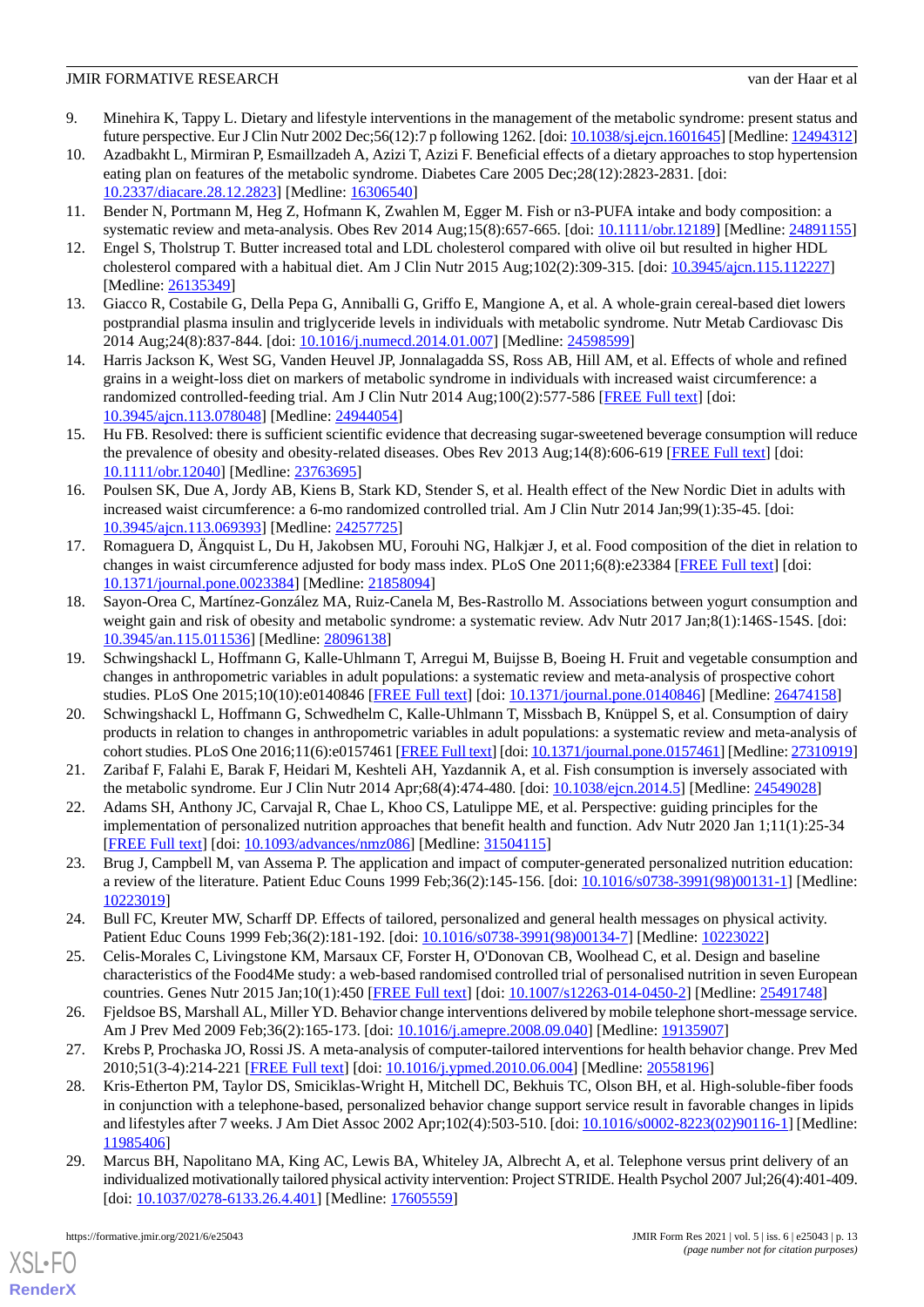9. Minehira K, Tappy L. Dietary and lifestyle interventions in the management of the metabolic syndrome: present status and future perspective. Eur J Clin Nutr 2002 Dec;56(12):7 p following 1262. [doi: 10.1038/sj.ejcn.1601645] [Medline: 12494312]
10. Azadbakht L, Mirmiran P, Esmaillzadeh A, Azizi T, Azizi F. Beneficial effects of a dietary approaches to stop hypertension eating plan on features of the metabolic syndrome. Diabetes Care 2005 Dec;28(12):2823-2831. [doi: 10.2337/diacare.28.12.2823] [Medline: 16306540]
11. Bender N, Portmann M, Heg Z, Hofmann K, Zwahlen M, Egger M. Fish or n3-PUFA intake and body composition: a systematic review and meta-analysis. Obes Rev 2014 Aug;15(8):657-665. [doi: 10.1111/obr.12189] [Medline: 24891155]
12. Engel S, Tholstrup T. Butter increased total and LDL cholesterol compared with olive oil but resulted in higher HDL cholesterol compared with a habitual diet. Am J Clin Nutr 2015 Aug;102(2):309-315. [doi: 10.3945/ajcn.115.112227] [Medline: 26135349]
13. Giacco R, Costabile G, Della Pepa G, Anniballi G, Griffo E, Mangione A, et al. A whole-grain cereal-based diet lowers postprandial plasma insulin and triglyceride levels in individuals with metabolic syndrome. Nutr Metab Cardiovasc Dis 2014 Aug;24(8):837-844. [doi: 10.1016/j.numecd.2014.01.007] [Medline: 24598599]
14. Harris Jackson K, West SG, Vanden Heuvel JP, Jonnalagadda SS, Ross AB, Hill AM, et al. Effects of whole and refined grains in a weight-loss diet on markers of metabolic syndrome in individuals with increased waist circumference: a randomized controlled-feeding trial. Am J Clin Nutr 2014 Aug;100(2):577-586 [FREE Full text] [doi: 10.3945/ajcn.113.078048] [Medline: 24944054]
15. Hu FB. Resolved: there is sufficient scientific evidence that decreasing sugar-sweetened beverage consumption will reduce the prevalence of obesity and obesity-related diseases. Obes Rev 2013 Aug;14(8):606-619 [FREE Full text] [doi: 10.1111/obr.12040] [Medline: 23763695]
16. Poulsen SK, Due A, Jordy AB, Kiens B, Stark KD, Stender S, et al. Health effect of the New Nordic Diet in adults with increased waist circumference: a 6-mo randomized controlled trial. Am J Clin Nutr 2014 Jan;99(1):35-45. [doi: 10.3945/ajcn.113.069393] [Medline: 24257725]
17. Romaguera D, Ängquist L, Du H, Jakobsen MU, Forouhi NG, Halkjær J, et al. Food composition of the diet in relation to changes in waist circumference adjusted for body mass index. PLoS One 2011;6(8):e23384 [FREE Full text] [doi: 10.1371/journal.pone.0023384] [Medline: 21858094]
18. Sayon-Orea C, Martínez-González MA, Ruiz-Canela M, Bes-Rastrollo M. Associations between yogurt consumption and weight gain and risk of obesity and metabolic syndrome: a systematic review. Adv Nutr 2017 Jan;8(1):146S-154S. [doi: 10.3945/an.115.011536] [Medline: 28096138]
19. Schwingshackl L, Hoffmann G, Kalle-Uhlmann T, Arregui M, Buijsse B, Boeing H. Fruit and vegetable consumption and changes in anthropometric variables in adult populations: a systematic review and meta-analysis of prospective cohort studies. PLoS One 2015;10(10):e0140846 [FREE Full text] [doi: 10.1371/journal.pone.0140846] [Medline: 26474158]
20. Schwingshackl L, Hoffmann G, Schwedhelm C, Kalle-Uhlmann T, Missbach B, Knüppel S, et al. Consumption of dairy products in relation to changes in anthropometric variables in adult populations: a systematic review and meta-analysis of cohort studies. PLoS One 2016;11(6):e0157461 [FREE Full text] [doi: 10.1371/journal.pone.0157461] [Medline: 27310919]
21. Zaribaf F, Falahi E, Barak F, Heidari M, Keshteli AH, Yazdannik A, et al. Fish consumption is inversely associated with the metabolic syndrome. Eur J Clin Nutr 2014 Apr;68(4):474-480. [doi: 10.1038/ejcn.2014.5] [Medline: 24549028]
22. Adams SH, Anthony JC, Carvajal R, Chae L, Khoo CS, Latulippe ME, et al. Perspective: guiding principles for the implementation of personalized nutrition approaches that benefit health and function. Adv Nutr 2020 Jan 1;11(1):25-34 [FREE Full text] [doi: 10.1093/advances/nmz086] [Medline: 31504115]
23. Brug J, Campbell M, van Assema P. The application and impact of computer-generated personalized nutrition education: a review of the literature. Patient Educ Couns 1999 Feb;36(2):145-156. [doi: 10.1016/s0738-3991(98)00131-1] [Medline: 10223019]
24. Bull FC, Kreuter MW, Scharff DP. Effects of tailored, personalized and general health messages on physical activity. Patient Educ Couns 1999 Feb;36(2):181-192. [doi: 10.1016/s0738-3991(98)00134-7] [Medline: 10223022]
25. Celis-Morales C, Livingstone KM, Marsaux CF, Forster H, O'Donovan CB, Woolhead C, et al. Design and baseline characteristics of the Food4Me study: a web-based randomised controlled trial of personalised nutrition in seven European countries. Genes Nutr 2015 Jan;10(1):450 [FREE Full text] [doi: 10.1007/s12263-014-0450-2] [Medline: 25491748]
26. Fjeldsoe BS, Marshall AL, Miller YD. Behavior change interventions delivered by mobile telephone short-message service. Am J Prev Med 2009 Feb;36(2):165-173. [doi: 10.1016/j.amepre.2008.09.040] [Medline: 19135907]
27. Krebs P, Prochaska JO, Rossi JS. A meta-analysis of computer-tailored interventions for health behavior change. Prev Med 2010;51(3-4):214-221 [FREE Full text] [doi: 10.1016/j.ypmed.2010.06.004] [Medline: 20558196]
28. Kris-Etherton PM, Taylor DS, Smiciklas-Wright H, Mitchell DC, Bekhuis TC, Olson BH, et al. High-soluble-fiber foods in conjunction with a telephone-based, personalized behavior change support service result in favorable changes in lipids and lifestyles after 7 weeks. J Am Diet Assoc 2002 Apr;102(4):503-510. [doi: 10.1016/s0002-8223(02)90116-1] [Medline: 11985406]
29. Marcus BH, Napolitano MA, King AC, Lewis BA, Whiteley JA, Albrecht A, et al. Telephone versus print delivery of an individualized motivationally tailored physical activity intervention: Project STRIDE. Health Psychol 2007 Jul;26(4):401-409. [doi: 10.1037/0278-6133.26.4.401] [Medline: 17605559]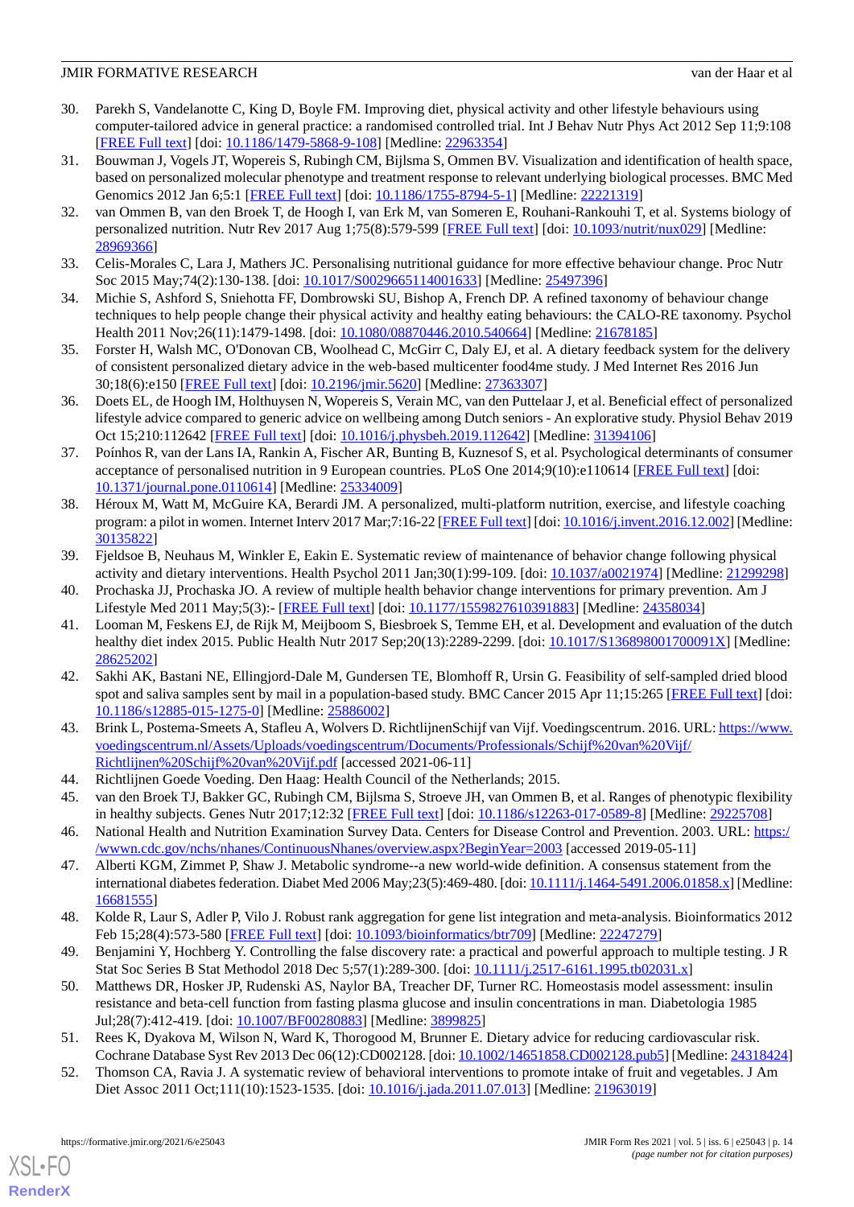30. Parekh S, Vandelanotte C, King D, Boyle FM. Improving diet, physical activity and other lifestyle behaviours using computer-tailored advice in general practice: a randomised controlled trial. Int J Behav Nutr Phys Act 2012 Sep 11;9:108 [FREE Full text] [doi: 10.1186/1479-5868-9-108] [Medline: 22963354]
31. Bouwman J, Vogels JT, Wopereis S, Rubingh CM, Bijlsma S, Ommen BV. Visualization and identification of health space, based on personalized molecular phenotype and treatment response to relevant underlying biological processes. BMC Med Genomics 2012 Jan 6;5:1 [FREE Full text] [doi: 10.1186/1755-8794-5-1] [Medline: 22221319]
32. van Ommen B, van den Broek T, de Hoogh I, van Erk M, van Someren E, Rouhani-Rankouhi T, et al. Systems biology of personalized nutrition. Nutr Rev 2017 Aug 1;75(8):579-599 [FREE Full text] [doi: 10.1093/nutrit/nux029] [Medline: 28969366]
33. Celis-Morales C, Lara J, Mathers JC. Personalising nutritional guidance for more effective behaviour change. Proc Nutr Soc 2015 May;74(2):130-138. [doi: 10.1017/S0029665114001633] [Medline: 25497396]
34. Michie S, Ashford S, Sniehotta FF, Dombrowski SU, Bishop A, French DP. A refined taxonomy of behaviour change techniques to help people change their physical activity and healthy eating behaviours: the CALO-RE taxonomy. Psychol Health 2011 Nov;26(11):1479-1498. [doi: 10.1080/08870446.2010.540664] [Medline: 21678185]
35. Forster H, Walsh MC, O'Donovan CB, Woolhead C, McGirr C, Daly EJ, et al. A dietary feedback system for the delivery of consistent personalized dietary advice in the web-based multicenter food4me study. J Med Internet Res 2016 Jun 30;18(6):e150 [FREE Full text] [doi: 10.2196/jmir.5620] [Medline: 27363307]
36. Doets EL, de Hoogh IM, Holthuysen N, Wopereis S, Verain MC, van den Puttelaar J, et al. Beneficial effect of personalized lifestyle advice compared to generic advice on wellbeing among Dutch seniors - An explorative study. Physiol Behav 2019 Oct 15;210:112642 [FREE Full text] [doi: 10.1016/j.physbeh.2019.112642] [Medline: 31394106]
37. Poínhos R, van der Lans IA, Rankin A, Fischer AR, Bunting B, Kuznesof S, et al. Psychological determinants of consumer acceptance of personalised nutrition in 9 European countries. PLoS One 2014;9(10):e110614 [FREE Full text] [doi: 10.1371/journal.pone.0110614] [Medline: 25334009]
38. Héroux M, Watt M, McGuire KA, Berardi JM. A personalized, multi-platform nutrition, exercise, and lifestyle coaching program: a pilot in women. Internet Interv 2017 Mar;7:16-22 [FREE Full text] [doi: 10.1016/j.invent.2016.12.002] [Medline: 30135822]
39. Fjeldsoe B, Neuhaus M, Winkler E, Eakin E. Systematic review of maintenance of behavior change following physical activity and dietary interventions. Health Psychol 2011 Jan;30(1):99-109. [doi: 10.1037/a0021974] [Medline: 21299298]
40. Prochaska JJ, Prochaska JO. A review of multiple health behavior change interventions for primary prevention. Am J Lifestyle Med 2011 May;5(3):- [FREE Full text] [doi: 10.1177/1559827610391883] [Medline: 24358034]
41. Looman M, Feskens EJ, de Rijk M, Meijboom S, Biesbroek S, Temme EH, et al. Development and evaluation of the dutch healthy diet index 2015. Public Health Nutr 2017 Sep;20(13):2289-2299. [doi: 10.1017/S136898001700091X] [Medline: 28625202]
42. Sakhi AK, Bastani NE, Ellingjord-Dale M, Gundersen TE, Blomhoff R, Ursin G. Feasibility of self-sampled dried blood spot and saliva samples sent by mail in a population-based study. BMC Cancer 2015 Apr 11;15:265 [FREE Full text] [doi: 10.1186/s12885-015-1275-0] [Medline: 25886002]
43. Brink L, Postema-Smeets A, Stafleu A, Wolvers D. RichtlijnenSchijf van Vijf. Voedingscentrum. 2016. URL: https://www.voedingscentrum.nl/Assets/Uploads/voedingscentrum/Documents/Professionals/Schijf%20van%20Vijf/Richtlijnen%20Schijf%20van%20Vijf.pdf [accessed 2021-06-11]
44. Richtlijnen Goede Voeding. Den Haag: Health Council of the Netherlands; 2015.
45. van den Broek TJ, Bakker GC, Rubingh CM, Bijlsma S, Stroeve JH, van Ommen B, et al. Ranges of phenotypic flexibility in healthy subjects. Genes Nutr 2017;12:32 [FREE Full text] [doi: 10.1186/s12263-017-0589-8] [Medline: 29225708]
46. National Health and Nutrition Examination Survey Data. Centers for Disease Control and Prevention. 2003. URL: https://wwwn.cdc.gov/nchs/nhanes/ContinuousNhanes/overview.aspx?BeginYear=2003 [accessed 2019-05-11]
47. Alberti KGM, Zimmet P, Shaw J. Metabolic syndrome--a new world-wide definition. A consensus statement from the international diabetes federation. Diabet Med 2006 May;23(5):469-480. [doi: 10.1111/j.1464-5491.2006.01858.x] [Medline: 16681555]
48. Kolde R, Laur S, Adler P, Vilo J. Robust rank aggregation for gene list integration and meta-analysis. Bioinformatics 2012 Feb 15;28(4):573-580 [FREE Full text] [doi: 10.1093/bioinformatics/btr709] [Medline: 22247279]
49. Benjamini Y, Hochberg Y. Controlling the false discovery rate: a practical and powerful approach to multiple testing. J R Stat Soc Series B Stat Methodol 2018 Dec 5;57(1):289-300. [doi: 10.1111/j.2517-6161.1995.tb02031.x]
50. Matthews DR, Hosker JP, Rudenski AS, Naylor BA, Treacher DF, Turner RC. Homeostasis model assessment: insulin resistance and beta-cell function from fasting plasma glucose and insulin concentrations in man. Diabetologia 1985 Jul;28(7):412-419. [doi: 10.1007/BF00280883] [Medline: 3899825]
51. Rees K, Dyakova M, Wilson N, Ward K, Thorogood M, Brunner E. Dietary advice for reducing cardiovascular risk. Cochrane Database Syst Rev 2013 Dec 06(12):CD002128. [doi: 10.1002/14651858.CD002128.pub5] [Medline: 24318424]
52. Thomson CA, Ravia J. A systematic review of behavioral interventions to promote intake of fruit and vegetables. J Am Diet Assoc 2011 Oct;111(10):1523-1535. [doi: 10.1016/j.jada.2011.07.013] [Medline: 21963019]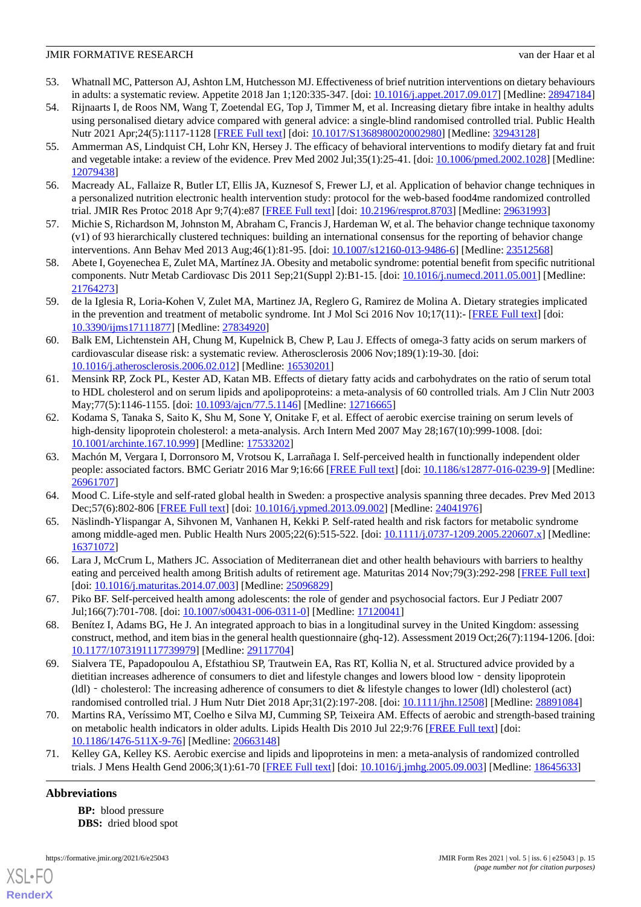53. Whatnall MC, Patterson AJ, Ashton LM, Hutchesson MJ. Effectiveness of brief nutrition interventions on dietary behaviours in adults: a systematic review. Appetite 2018 Jan 1;120:335-347. [doi: 10.1016/j.appet.2017.09.017] [Medline: 28947184]
54. Rijnaarts I, de Roos NM, Wang T, Zoetendal EG, Top J, Timmer M, et al. Increasing dietary fibre intake in healthy adults using personalised dietary advice compared with general advice: a single-blind randomised controlled trial. Public Health Nutr 2021 Apr;24(5):1117-1128 [FREE Full text] [doi: 10.1017/S1368980020002980] [Medline: 32943128]
55. Ammerman AS, Lindquist CH, Lohr KN, Hersey J. The efficacy of behavioral interventions to modify dietary fat and fruit and vegetable intake: a review of the evidence. Prev Med 2002 Jul;35(1):25-41. [doi: 10.1006/pmed.2002.1028] [Medline: 12079438]
56. Macready AL, Fallaize R, Butler LT, Ellis JA, Kuznesof S, Frewer LJ, et al. Application of behavior change techniques in a personalized nutrition electronic health intervention study: protocol for the web-based food4me randomized controlled trial. JMIR Res Protoc 2018 Apr 9;7(4):e87 [FREE Full text] [doi: 10.2196/resprot.8703] [Medline: 29631993]
57. Michie S, Richardson M, Johnston M, Abraham C, Francis J, Hardeman W, et al. The behavior change technique taxonomy (v1) of 93 hierarchically clustered techniques: building an international consensus for the reporting of behavior change interventions. Ann Behav Med 2013 Aug;46(1):81-95. [doi: 10.1007/s12160-013-9486-6] [Medline: 23512568]
58. Abete I, Goyenechea E, Zulet MA, Martínez JA. Obesity and metabolic syndrome: potential benefit from specific nutritional components. Nutr Metab Cardiovasc Dis 2011 Sep;21(Suppl 2):B1-15. [doi: 10.1016/j.numecd.2011.05.001] [Medline: 21764273]
59. de la Iglesia R, Loria-Kohen V, Zulet MA, Martinez JA, Reglero G, Ramirez de Molina A. Dietary strategies implicated in the prevention and treatment of metabolic syndrome. Int J Mol Sci 2016 Nov 10;17(11):- [FREE Full text] [doi: 10.3390/ijms17111877] [Medline: 27834920]
60. Balk EM, Lichtenstein AH, Chung M, Kupelnick B, Chew P, Lau J. Effects of omega-3 fatty acids on serum markers of cardiovascular disease risk: a systematic review. Atherosclerosis 2006 Nov;189(1):19-30. [doi: 10.1016/j.atherosclerosis.2006.02.012] [Medline: 16530201]
61. Mensink RP, Zock PL, Kester AD, Katan MB. Effects of dietary fatty acids and carbohydrates on the ratio of serum total to HDL cholesterol and on serum lipids and apolipoproteins: a meta-analysis of 60 controlled trials. Am J Clin Nutr 2003 May;77(5):1146-1155. [doi: 10.1093/ajcn/77.5.1146] [Medline: 12716665]
62. Kodama S, Tanaka S, Saito K, Shu M, Sone Y, Onitake F, et al. Effect of aerobic exercise training on serum levels of high-density lipoprotein cholesterol: a meta-analysis. Arch Intern Med 2007 May 28;167(10):999-1008. [doi: 10.1001/archinte.167.10.999] [Medline: 17533202]
63. Machón M, Vergara I, Dorronsoro M, Vrotsou K, Larrañaga I. Self-perceived health in functionally independent older people: associated factors. BMC Geriatr 2016 Mar 9;16:66 [FREE Full text] [doi: 10.1186/s12877-016-0239-9] [Medline: 26961707]
64. Mood C. Life-style and self-rated global health in Sweden: a prospective analysis spanning three decades. Prev Med 2013 Dec;57(6):802-806 [FREE Full text] [doi: 10.1016/j.ypmed.2013.09.002] [Medline: 24041976]
65. Näslindh-Ylispangar A, Sihvonen M, Vanhanen H, Kekki P. Self-rated health and risk factors for metabolic syndrome among middle-aged men. Public Health Nurs 2005;22(6):515-522. [doi: 10.1111/j.0737-1209.2005.220607.x] [Medline: 16371072]
66. Lara J, McCrum L, Mathers JC. Association of Mediterranean diet and other health behaviours with barriers to healthy eating and perceived health among British adults of retirement age. Maturitas 2014 Nov;79(3):292-298 [FREE Full text] [doi: 10.1016/j.maturitas.2014.07.003] [Medline: 25096829]
67. Piko BF. Self-perceived health among adolescents: the role of gender and psychosocial factors. Eur J Pediatr 2007 Jul;166(7):701-708. [doi: 10.1007/s00431-006-0311-0] [Medline: 17120041]
68. Benítez I, Adams BG, He J. An integrated approach to bias in a longitudinal survey in the United Kingdom: assessing construct, method, and item bias in the general health questionnaire (ghq-12). Assessment 2019 Oct;26(7):1194-1206. [doi: 10.1177/1073191117739979] [Medline: 29117704]
69. Sialvera TE, Papadopoulou A, Efstathiou SP, Trautwein EA, Ras RT, Kollia N, et al. Structured advice provided by a dietitian increases adherence of consumers to diet and lifestyle changes and lowers blood low‐density lipoprotein (ldl)‐cholesterol: The increasing adherence of consumers to diet & lifestyle changes to lower (ldl) cholesterol (act) randomised controlled trial. J Hum Nutr Diet 2018 Apr;31(2):197-208. [doi: 10.1111/jhn.12508] [Medline: 28891084]
70. Martins RA, Veríssimo MT, Coelho e Silva MJ, Cumming SP, Teixeira AM. Effects of aerobic and strength-based training on metabolic health indicators in older adults. Lipids Health Dis 2010 Jul 22;9:76 [FREE Full text] [doi: 10.1186/1476-511X-9-76] [Medline: 20663148]
71. Kelley GA, Kelley KS. Aerobic exercise and lipids and lipoproteins in men: a meta-analysis of randomized controlled trials. J Mens Health Gend 2006;3(1):61-70 [FREE Full text] [doi: 10.1016/j.jmhg.2005.09.003] [Medline: 18645633]

## Abbreviations

**BP:** blood pressure
**DBS:** dried blood spot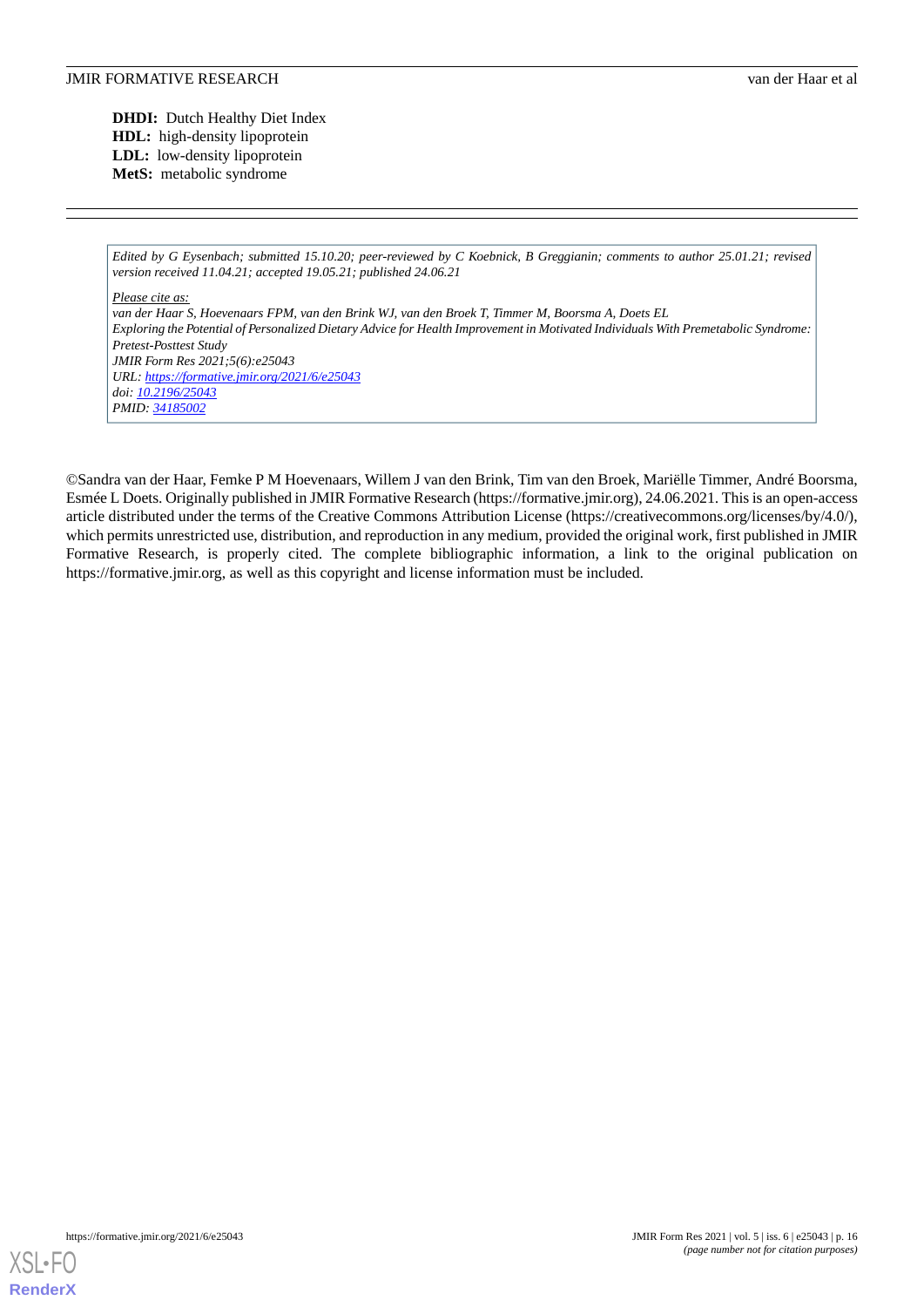**DHDI:** Dutch Healthy Diet Index
**HDL:** high-density lipoprotein
**LDL:** low-density lipoprotein
**MetS:** metabolic syndrome

---

*Edited by G Eysenbach; submitted 15.10.20; peer-reviewed by C Koebnick, B Greggianin; comments to author 25.01.21; revised version received 11.04.21; accepted 19.05.21; published 24.06.21*

*Please cite as:*
*van der Haar S, Hoevenaars FPM, van den Brink WJ, van den Broek T, Timmer M, Boorsma A, Doets EL*
*Exploring the Potential of Personalized Dietary Advice for Health Improvement in Motivated Individuals With Premetabolic Syndrome: Pretest-Posttest Study*
*JMIR Form Res 2021;5(6):e25043*
*URL: https://formative.jmir.org/2021/6/e25043*
*doi: 10.2196/25043*
*PMID: 34185002*

©Sandra van der Haar, Femke P M Hoevenaars, Willem J van den Brink, Tim van den Broek, Mariëlle Timmer, André Boorsma, Esmée L Doets. Originally published in JMIR Formative Research (https://formative.jmir.org), 24.06.2021. This is an open-access article distributed under the terms of the Creative Commons Attribution License (https://creativecommons.org/licenses/by/4.0/), which permits unrestricted use, distribution, and reproduction in any medium, provided the original work, first published in JMIR Formative Research, is properly cited. The complete bibliographic information, a link to the original publication on https://formative.jmir.org, as well as this copyright and license information must be included.